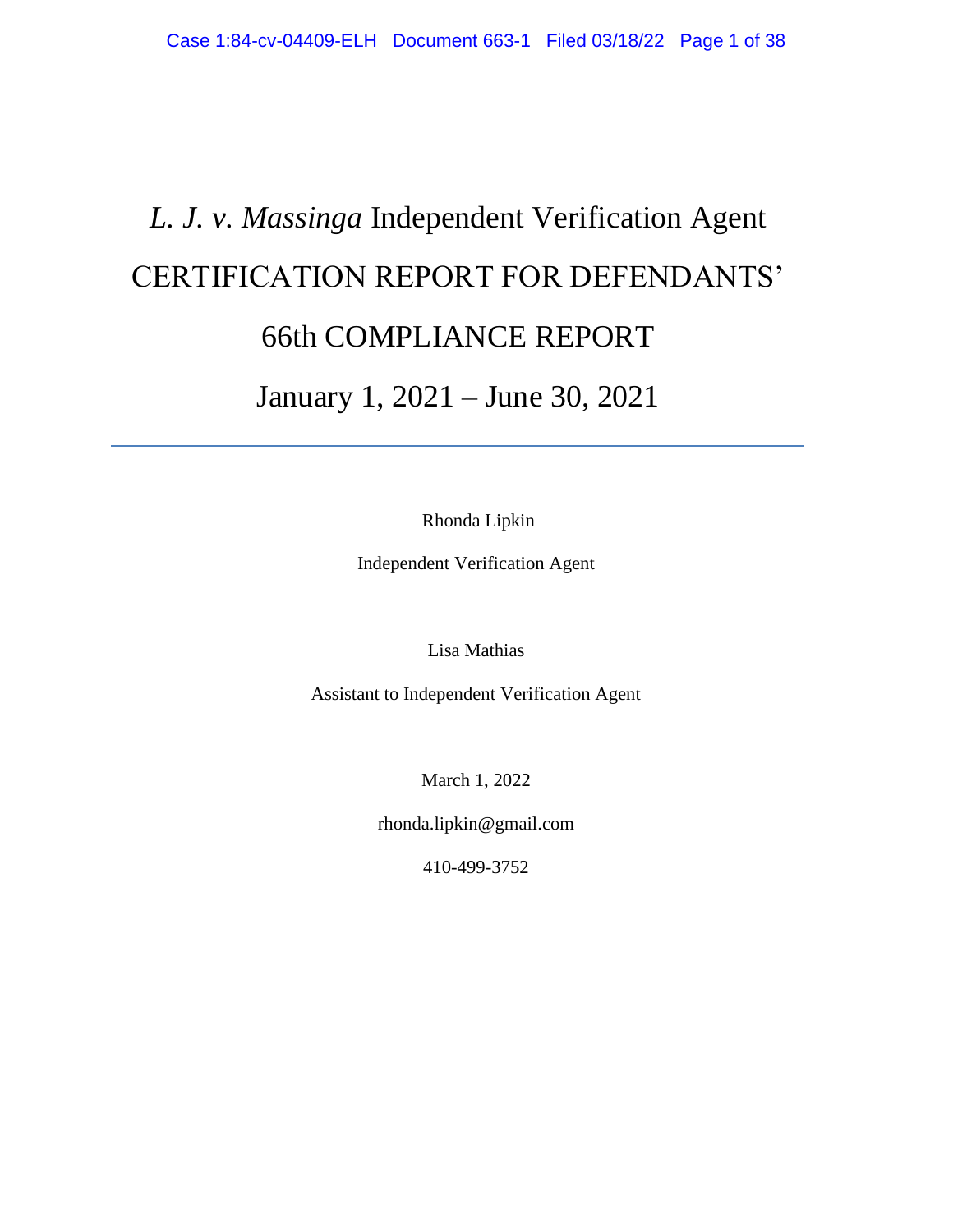# *L. J. v. Massinga* Independent Verification Agent

# CERTIFICATION REPORT FOR DEFENDANTS' 66th COMPLIANCE REPORT

# January 1, 2021 – June 30, 2021

---

Rhonda Lipkin

Independent Verification Agent

Lisa Mathias

Assistant to Independent Verification Agent

March 1, 2022

rhonda.lipkin@gmail.com

410-499-3752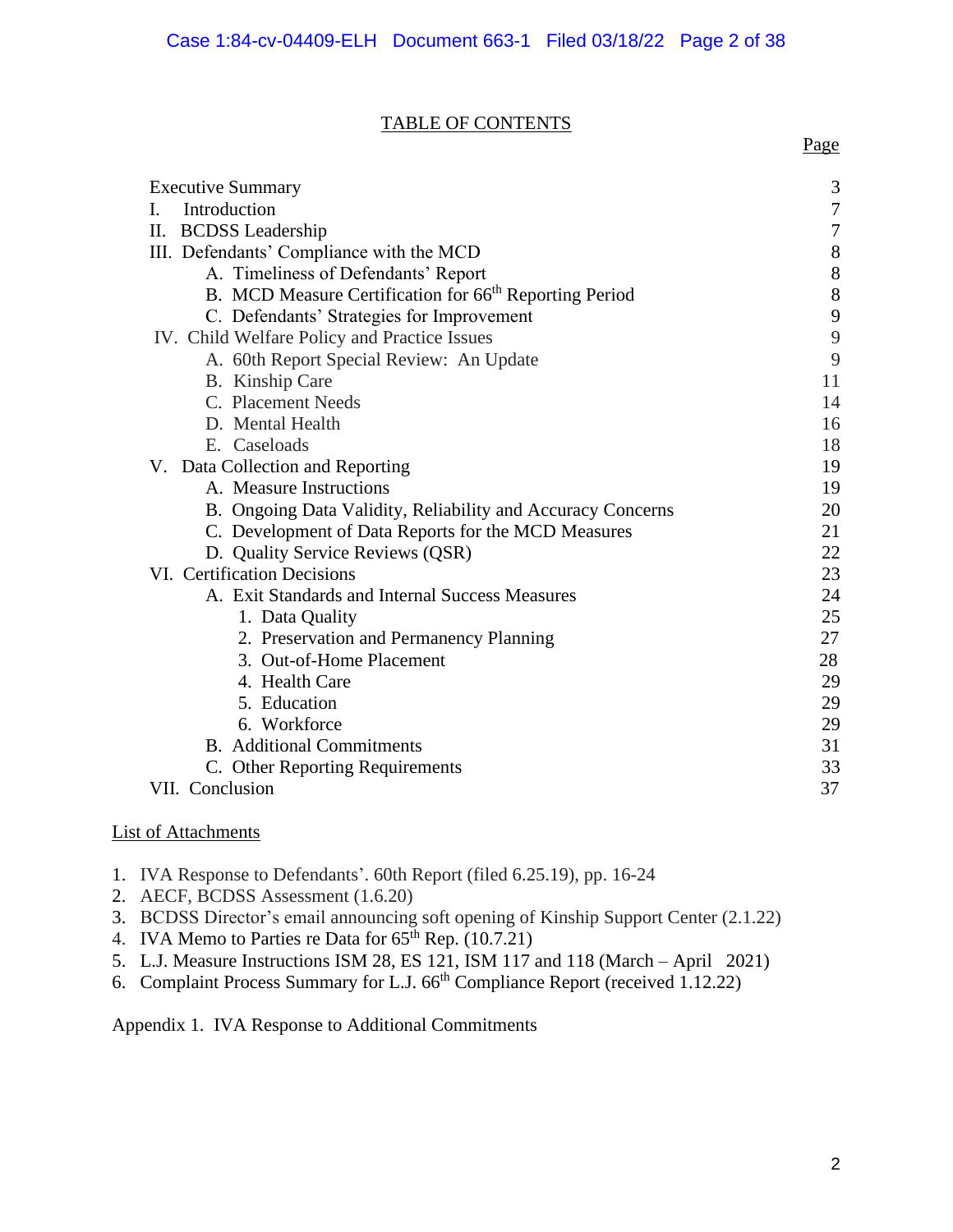## TABLE OF CONTENTS

| | Page |
|---|---|
| Executive Summary | 3 |
| I. Introduction | 7 |
| II. BCDSS Leadership | 7 |
| III. Defendants' Compliance with the MCD | 8 |
| A. Timeliness of Defendants' Report | 8 |
| B. MCD Measure Certification for 66th Reporting Period | 8 |
| C. Defendants' Strategies for Improvement | 9 |
| IV. Child Welfare Policy and Practice Issues | 9 |
| A. 60th Report Special Review: An Update | 9 |
| B. Kinship Care | 11 |
| C. Placement Needs | 14 |
| D. Mental Health | 16 |
| E. Caseloads | 18 |
| V. Data Collection and Reporting | 19 |
| A. Measure Instructions | 19 |
| B. Ongoing Data Validity, Reliability and Accuracy Concerns | 20 |
| C. Development of Data Reports for the MCD Measures | 21 |
| D. Quality Service Reviews (QSR) | 22 |
| VI. Certification Decisions | 23 |
| A. Exit Standards and Internal Success Measures | 24 |
| 1. Data Quality | 25 |
| 2. Preservation and Permanency Planning | 27 |
| 3. Out-of-Home Placement | 28 |
| 4. Health Care | 29 |
| 5. Education | 29 |
| 6. Workforce | 29 |
| B. Additional Commitments | 31 |
| C. Other Reporting Requirements | 33 |
| VII. Conclusion | 37 |

List of Attachments

1. IVA Response to Defendants'. 60th Report (filed 6.25.19), pp. 16-24
2. AECF, BCDSS Assessment (1.6.20)
3. BCDSS Director's email announcing soft opening of Kinship Support Center (2.1.22)
4. IVA Memo to Parties re Data for 65th Rep. (10.7.21)
5. L.J. Measure Instructions ISM 28, ES 121, ISM 117 and 118 (March – April 2021)
6. Complaint Process Summary for L.J. 66th Compliance Report (received 1.12.22)

Appendix 1. IVA Response to Additional Commitments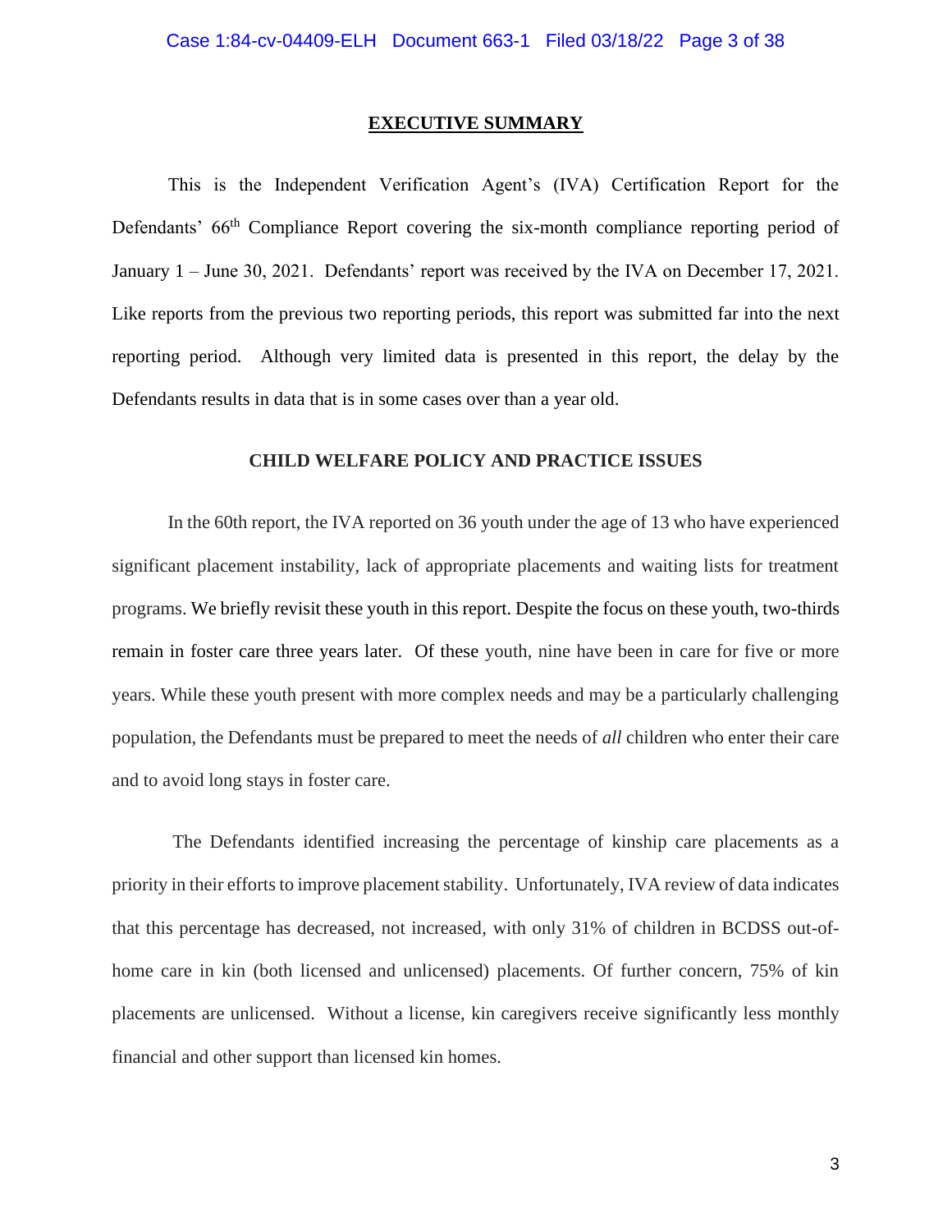# EXECUTIVE SUMMARY

This is the Independent Verification Agent's (IVA) Certification Report for the Defendants' 66th Compliance Report covering the six-month compliance reporting period of January 1 – June 30, 2021. Defendants' report was received by the IVA on December 17, 2021. Like reports from the previous two reporting periods, this report was submitted far into the next reporting period. Although very limited data is presented in this report, the delay by the Defendants results in data that is in some cases over than a year old.

## CHILD WELFARE POLICY AND PRACTICE ISSUES

In the 60th report, the IVA reported on 36 youth under the age of 13 who have experienced significant placement instability, lack of appropriate placements and waiting lists for treatment programs. We briefly revisit these youth in this report. Despite the focus on these youth, two-thirds remain in foster care three years later. Of these youth, nine have been in care for five or more years. While these youth present with more complex needs and may be a particularly challenging population, the Defendants must be prepared to meet the needs of *all* children who enter their care and to avoid long stays in foster care.

The Defendants identified increasing the percentage of kinship care placements as a priority in their efforts to improve placement stability. Unfortunately, IVA review of data indicates that this percentage has decreased, not increased, with only 31% of children in BCDSS out-of-home care in kin (both licensed and unlicensed) placements. Of further concern, 75% of kin placements are unlicensed. Without a license, kin caregivers receive significantly less monthly financial and other support than licensed kin homes.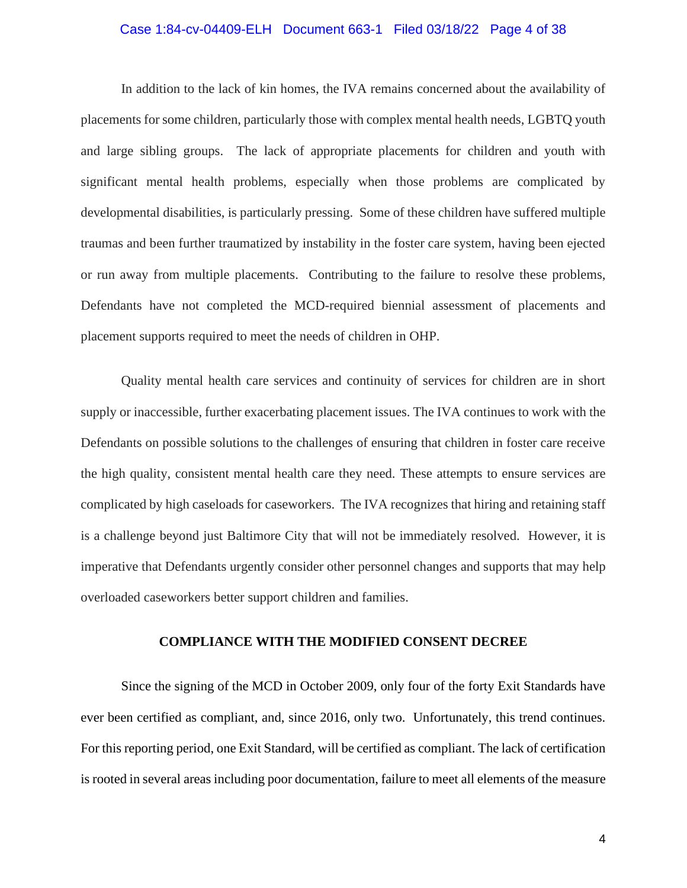In addition to the lack of kin homes, the IVA remains concerned about the availability of placements for some children, particularly those with complex mental health needs, LGBTQ youth and large sibling groups. The lack of appropriate placements for children and youth with significant mental health problems, especially when those problems are complicated by developmental disabilities, is particularly pressing. Some of these children have suffered multiple traumas and been further traumatized by instability in the foster care system, having been ejected or run away from multiple placements. Contributing to the failure to resolve these problems, Defendants have not completed the MCD-required biennial assessment of placements and placement supports required to meet the needs of children in OHP.

Quality mental health care services and continuity of services for children are in short supply or inaccessible, further exacerbating placement issues. The IVA continues to work with the Defendants on possible solutions to the challenges of ensuring that children in foster care receive the high quality, consistent mental health care they need. These attempts to ensure services are complicated by high caseloads for caseworkers. The IVA recognizes that hiring and retaining staff is a challenge beyond just Baltimore City that will not be immediately resolved. However, it is imperative that Defendants urgently consider other personnel changes and supports that may help overloaded caseworkers better support children and families.

## COMPLIANCE WITH THE MODIFIED CONSENT DECREE

Since the signing of the MCD in October 2009, only four of the forty Exit Standards have ever been certified as compliant, and, since 2016, only two. Unfortunately, this trend continues. For this reporting period, one Exit Standard, will be certified as compliant. The lack of certification is rooted in several areas including poor documentation, failure to meet all elements of the measure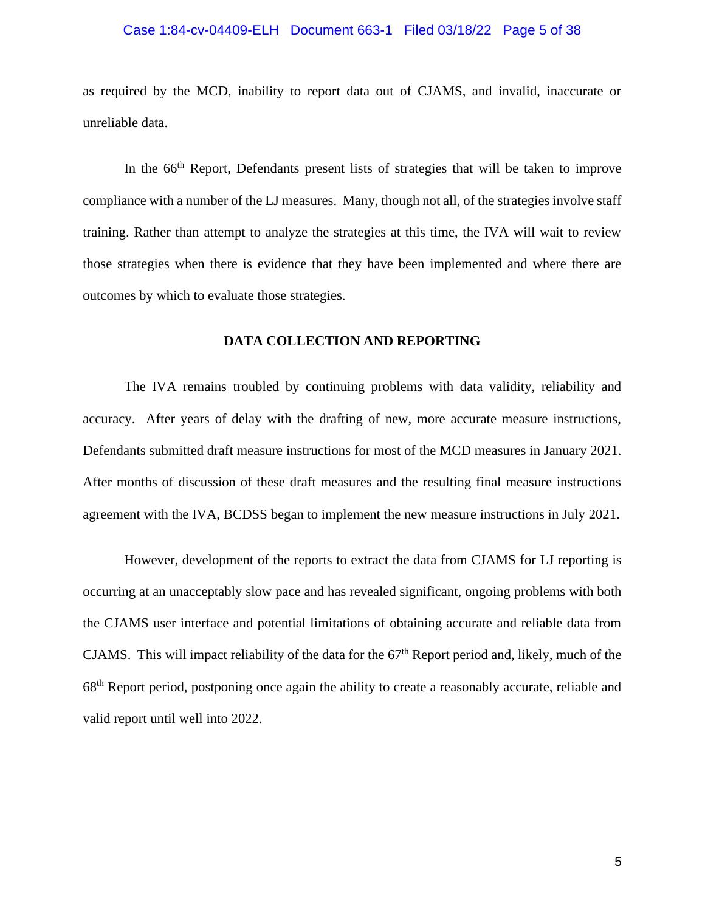as required by the MCD, inability to report data out of CJAMS, and invalid, inaccurate or unreliable data.

In the 66th Report, Defendants present lists of strategies that will be taken to improve compliance with a number of the LJ measures. Many, though not all, of the strategies involve staff training. Rather than attempt to analyze the strategies at this time, the IVA will wait to review those strategies when there is evidence that they have been implemented and where there are outcomes by which to evaluate those strategies.

## DATA COLLECTION AND REPORTING

The IVA remains troubled by continuing problems with data validity, reliability and accuracy. After years of delay with the drafting of new, more accurate measure instructions, Defendants submitted draft measure instructions for most of the MCD measures in January 2021. After months of discussion of these draft measures and the resulting final measure instructions agreement with the IVA, BCDSS began to implement the new measure instructions in July 2021.

However, development of the reports to extract the data from CJAMS for LJ reporting is occurring at an unacceptably slow pace and has revealed significant, ongoing problems with both the CJAMS user interface and potential limitations of obtaining accurate and reliable data from CJAMS. This will impact reliability of the data for the 67th Report period and, likely, much of the 68th Report period, postponing once again the ability to create a reasonably accurate, reliable and valid report until well into 2022.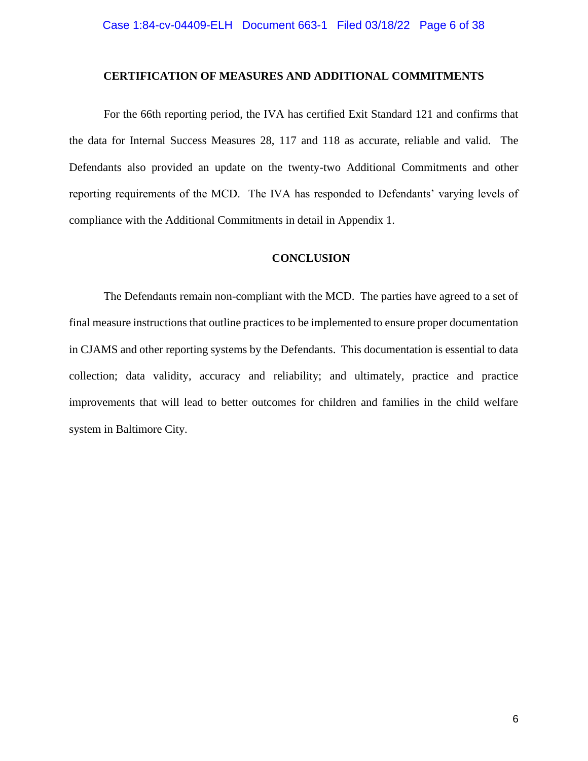## CERTIFICATION OF MEASURES AND ADDITIONAL COMMITMENTS

For the 66th reporting period, the IVA has certified Exit Standard 121 and confirms that the data for Internal Success Measures 28, 117 and 118 as accurate, reliable and valid. The Defendants also provided an update on the twenty-two Additional Commitments and other reporting requirements of the MCD. The IVA has responded to Defendants' varying levels of compliance with the Additional Commitments in detail in Appendix 1.

## CONCLUSION

The Defendants remain non-compliant with the MCD. The parties have agreed to a set of final measure instructions that outline practices to be implemented to ensure proper documentation in CJAMS and other reporting systems by the Defendants. This documentation is essential to data collection; data validity, accuracy and reliability; and ultimately, practice and practice improvements that will lead to better outcomes for children and families in the child welfare system in Baltimore City.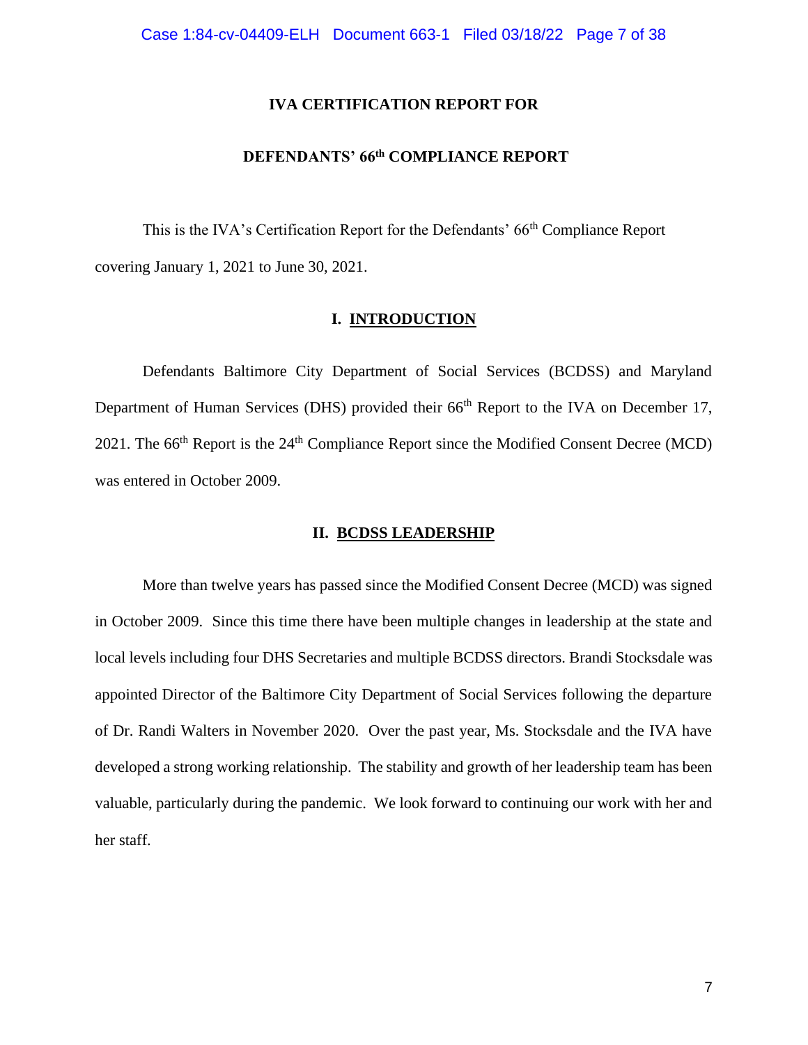# IVA CERTIFICATION REPORT FOR

# DEFENDANTS' 66th COMPLIANCE REPORT

This is the IVA's Certification Report for the Defendants' 66th Compliance Report covering January 1, 2021 to June 30, 2021.

## I. INTRODUCTION

Defendants Baltimore City Department of Social Services (BCDSS) and Maryland Department of Human Services (DHS) provided their 66th Report to the IVA on December 17, 2021. The 66th Report is the 24th Compliance Report since the Modified Consent Decree (MCD) was entered in October 2009.

## II. BCDSS LEADERSHIP

More than twelve years has passed since the Modified Consent Decree (MCD) was signed in October 2009. Since this time there have been multiple changes in leadership at the state and local levels including four DHS Secretaries and multiple BCDSS directors. Brandi Stocksdale was appointed Director of the Baltimore City Department of Social Services following the departure of Dr. Randi Walters in November 2020. Over the past year, Ms. Stocksdale and the IVA have developed a strong working relationship. The stability and growth of her leadership team has been valuable, particularly during the pandemic. We look forward to continuing our work with her and her staff.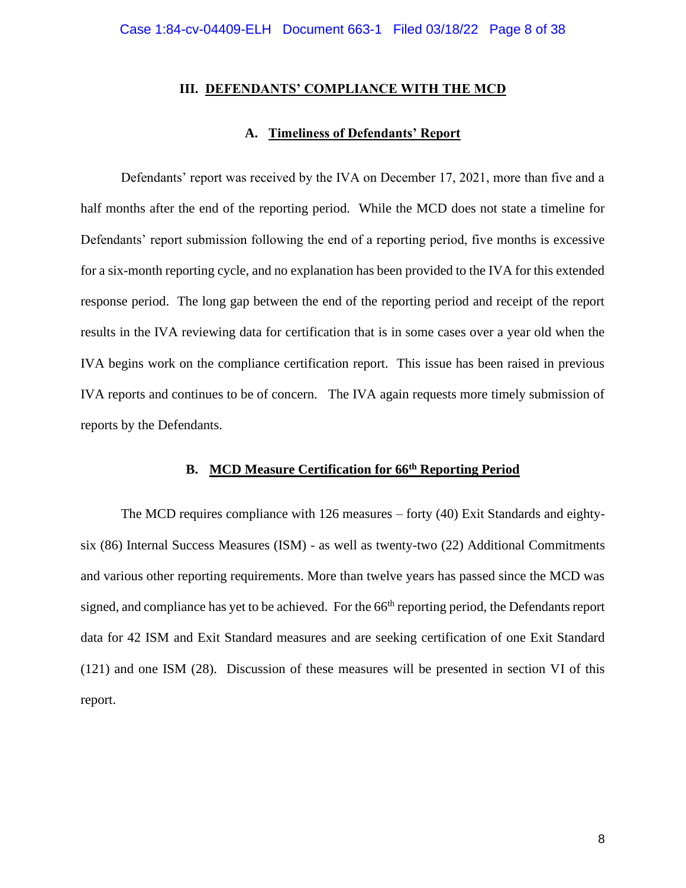## III. DEFENDANTS' COMPLIANCE WITH THE MCD

### A. Timeliness of Defendants' Report

Defendants' report was received by the IVA on December 17, 2021, more than five and a half months after the end of the reporting period. While the MCD does not state a timeline for Defendants' report submission following the end of a reporting period, five months is excessive for a six-month reporting cycle, and no explanation has been provided to the IVA for this extended response period. The long gap between the end of the reporting period and receipt of the report results in the IVA reviewing data for certification that is in some cases over a year old when the IVA begins work on the compliance certification report. This issue has been raised in previous IVA reports and continues to be of concern. The IVA again requests more timely submission of reports by the Defendants.

### B. MCD Measure Certification for 66th Reporting Period

The MCD requires compliance with 126 measures – forty (40) Exit Standards and eighty-six (86) Internal Success Measures (ISM) - as well as twenty-two (22) Additional Commitments and various other reporting requirements. More than twelve years has passed since the MCD was signed, and compliance has yet to be achieved. For the 66th reporting period, the Defendants report data for 42 ISM and Exit Standard measures and are seeking certification of one Exit Standard (121) and one ISM (28). Discussion of these measures will be presented in section VI of this report.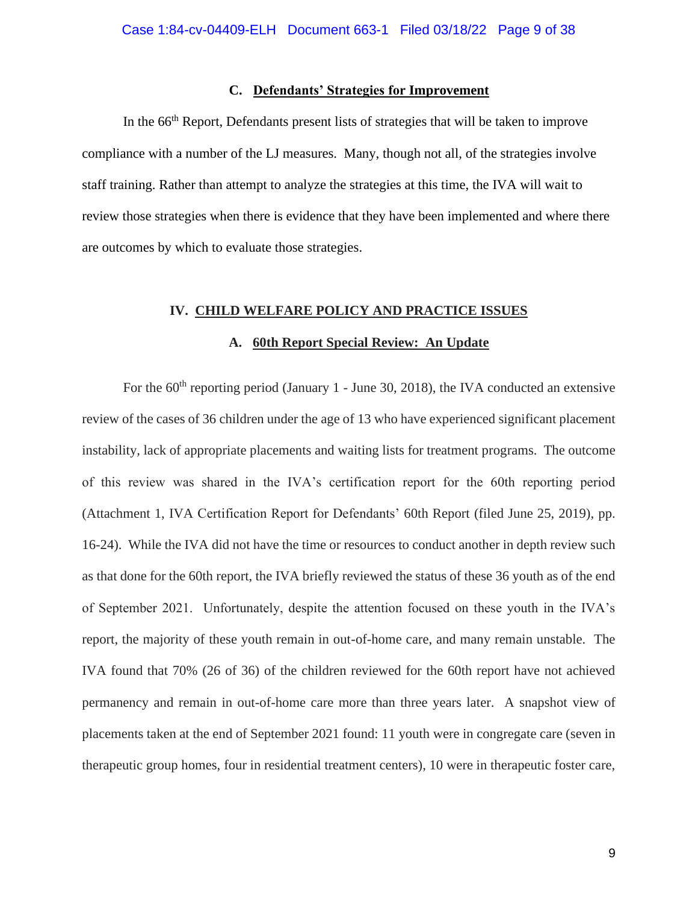### C. Defendants' Strategies for Improvement

In the 66th Report, Defendants present lists of strategies that will be taken to improve compliance with a number of the LJ measures. Many, though not all, of the strategies involve staff training. Rather than attempt to analyze the strategies at this time, the IVA will wait to review those strategies when there is evidence that they have been implemented and where there are outcomes by which to evaluate those strategies.

## IV. CHILD WELFARE POLICY AND PRACTICE ISSUES

### A. 60th Report Special Review: An Update

For the 60th reporting period (January 1 - June 30, 2018), the IVA conducted an extensive review of the cases of 36 children under the age of 13 who have experienced significant placement instability, lack of appropriate placements and waiting lists for treatment programs. The outcome of this review was shared in the IVA's certification report for the 60th reporting period (Attachment 1, IVA Certification Report for Defendants' 60th Report (filed June 25, 2019), pp. 16-24). While the IVA did not have the time or resources to conduct another in depth review such as that done for the 60th report, the IVA briefly reviewed the status of these 36 youth as of the end of September 2021. Unfortunately, despite the attention focused on these youth in the IVA's report, the majority of these youth remain in out-of-home care, and many remain unstable. The IVA found that 70% (26 of 36) of the children reviewed for the 60th report have not achieved permanency and remain in out-of-home care more than three years later. A snapshot view of placements taken at the end of September 2021 found: 11 youth were in congregate care (seven in therapeutic group homes, four in residential treatment centers), 10 were in therapeutic foster care,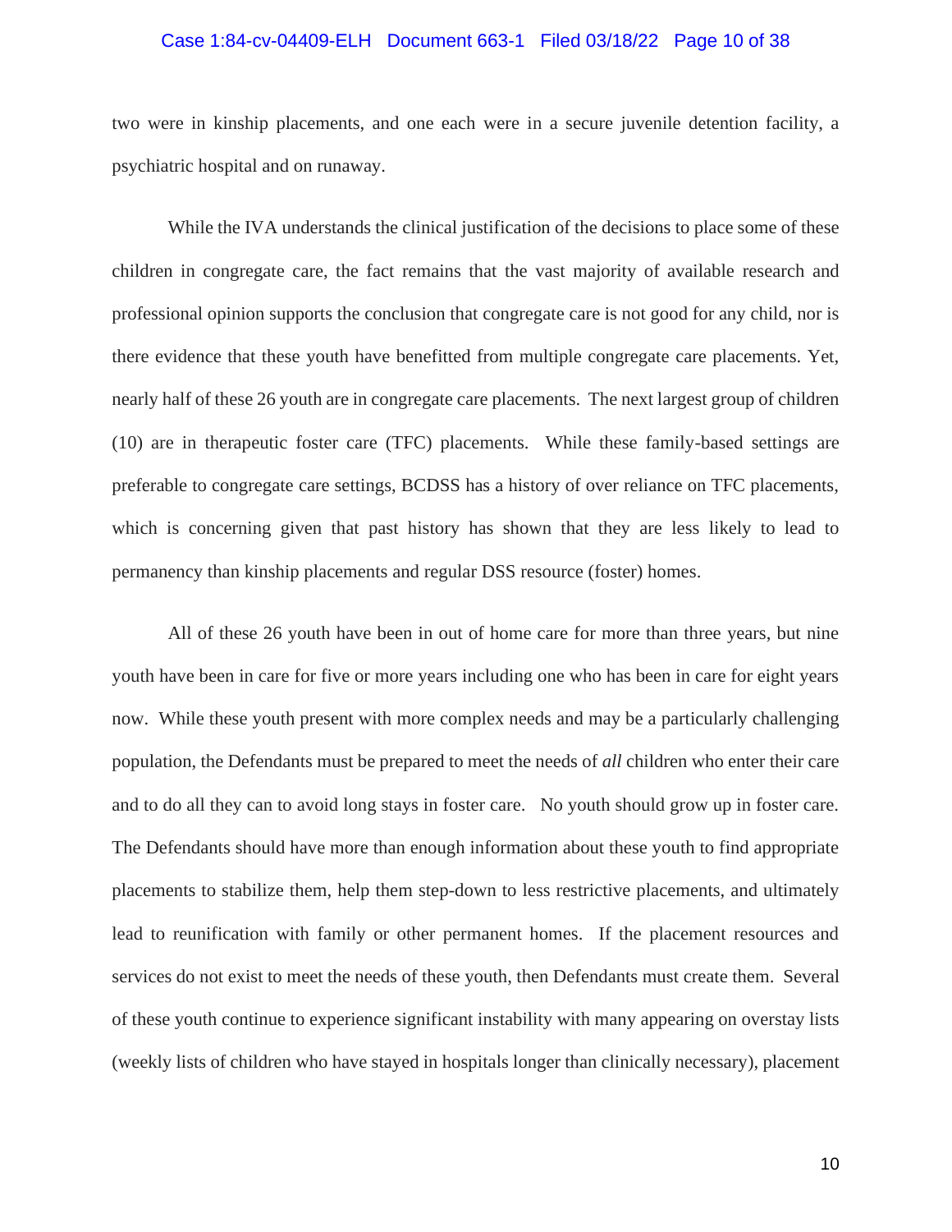two were in kinship placements, and one each were in a secure juvenile detention facility, a psychiatric hospital and on runaway.

While the IVA understands the clinical justification of the decisions to place some of these children in congregate care, the fact remains that the vast majority of available research and professional opinion supports the conclusion that congregate care is not good for any child, nor is there evidence that these youth have benefitted from multiple congregate care placements. Yet, nearly half of these 26 youth are in congregate care placements. The next largest group of children (10) are in therapeutic foster care (TFC) placements. While these family-based settings are preferable to congregate care settings, BCDSS has a history of over reliance on TFC placements, which is concerning given that past history has shown that they are less likely to lead to permanency than kinship placements and regular DSS resource (foster) homes.

All of these 26 youth have been in out of home care for more than three years, but nine youth have been in care for five or more years including one who has been in care for eight years now. While these youth present with more complex needs and may be a particularly challenging population, the Defendants must be prepared to meet the needs of *all* children who enter their care and to do all they can to avoid long stays in foster care. No youth should grow up in foster care. The Defendants should have more than enough information about these youth to find appropriate placements to stabilize them, help them step-down to less restrictive placements, and ultimately lead to reunification with family or other permanent homes. If the placement resources and services do not exist to meet the needs of these youth, then Defendants must create them. Several of these youth continue to experience significant instability with many appearing on overstay lists (weekly lists of children who have stayed in hospitals longer than clinically necessary), placement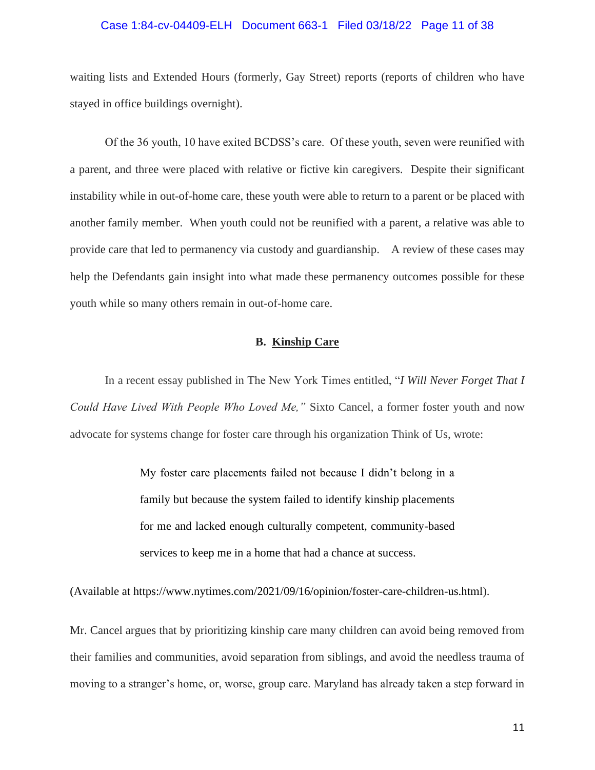waiting lists and Extended Hours (formerly, Gay Street) reports (reports of children who have stayed in office buildings overnight).

Of the 36 youth, 10 have exited BCDSS's care. Of these youth, seven were reunified with a parent, and three were placed with relative or fictive kin caregivers. Despite their significant instability while in out-of-home care, these youth were able to return to a parent or be placed with another family member. When youth could not be reunified with a parent, a relative was able to provide care that led to permanency via custody and guardianship. A review of these cases may help the Defendants gain insight into what made these permanency outcomes possible for these youth while so many others remain in out-of-home care.

### B. Kinship Care

In a recent essay published in The New York Times entitled, "*I Will Never Forget That I Could Have Lived With People Who Loved Me,"* Sixto Cancel, a former foster youth and now advocate for systems change for foster care through his organization Think of Us, wrote:

> My foster care placements failed not because I didn't belong in a family but because the system failed to identify kinship placements for me and lacked enough culturally competent, community-based services to keep me in a home that had a chance at success.

(Available at https://www.nytimes.com/2021/09/16/opinion/foster-care-children-us.html).

Mr. Cancel argues that by prioritizing kinship care many children can avoid being removed from their families and communities, avoid separation from siblings, and avoid the needless trauma of moving to a stranger's home, or, worse, group care. Maryland has already taken a step forward in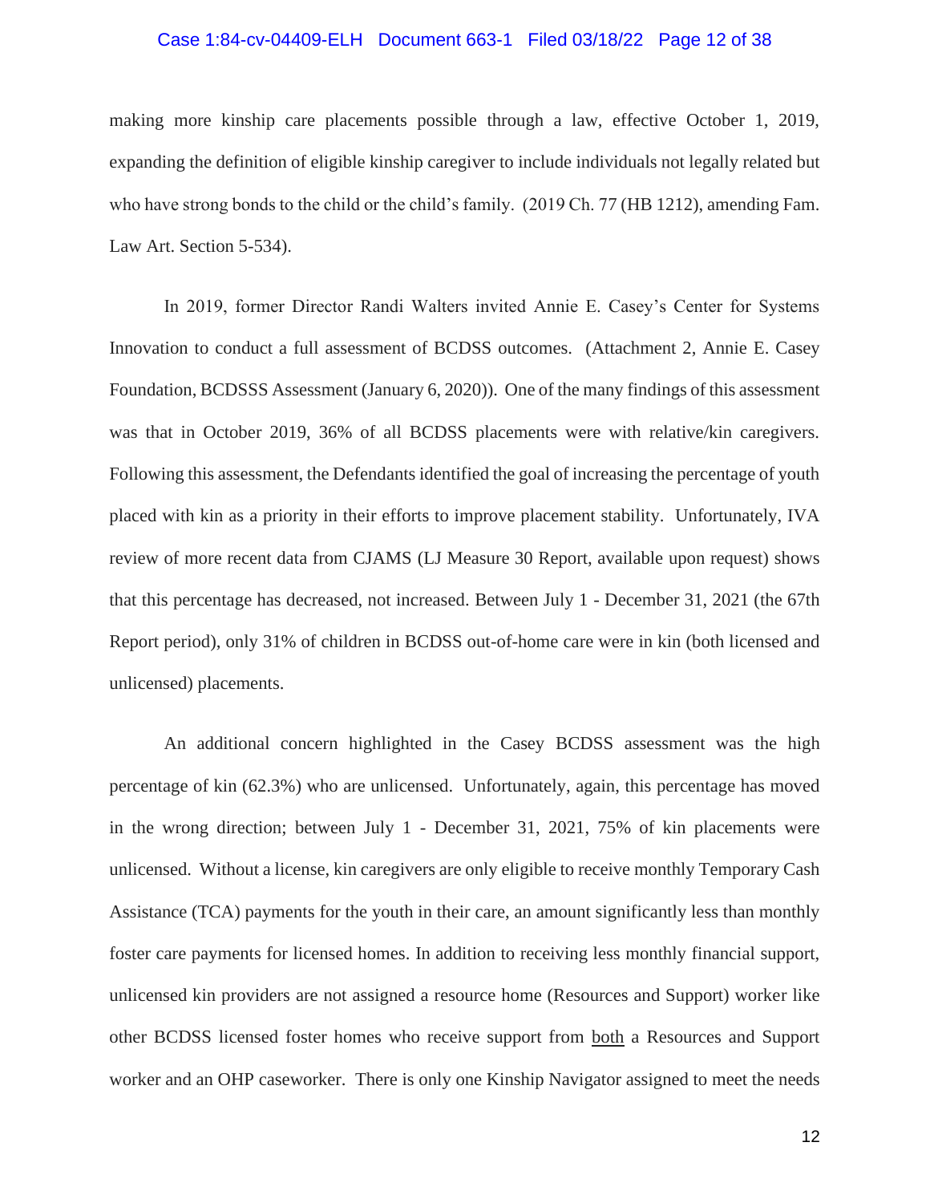making more kinship care placements possible through a law, effective October 1, 2019, expanding the definition of eligible kinship caregiver to include individuals not legally related but who have strong bonds to the child or the child's family. (2019 Ch. 77 (HB 1212), amending Fam. Law Art. Section 5-534).

In 2019, former Director Randi Walters invited Annie E. Casey's Center for Systems Innovation to conduct a full assessment of BCDSS outcomes. (Attachment 2, Annie E. Casey Foundation, BCDSSS Assessment (January 6, 2020)). One of the many findings of this assessment was that in October 2019, 36% of all BCDSS placements were with relative/kin caregivers. Following this assessment, the Defendants identified the goal of increasing the percentage of youth placed with kin as a priority in their efforts to improve placement stability. Unfortunately, IVA review of more recent data from CJAMS (LJ Measure 30 Report, available upon request) shows that this percentage has decreased, not increased. Between July 1 - December 31, 2021 (the 67th Report period), only 31% of children in BCDSS out-of-home care were in kin (both licensed and unlicensed) placements.

An additional concern highlighted in the Casey BCDSS assessment was the high percentage of kin (62.3%) who are unlicensed. Unfortunately, again, this percentage has moved in the wrong direction; between July 1 - December 31, 2021, 75% of kin placements were unlicensed. Without a license, kin caregivers are only eligible to receive monthly Temporary Cash Assistance (TCA) payments for the youth in their care, an amount significantly less than monthly foster care payments for licensed homes. In addition to receiving less monthly financial support, unlicensed kin providers are not assigned a resource home (Resources and Support) worker like other BCDSS licensed foster homes who receive support from <u>both</u> a Resources and Support worker and an OHP caseworker. There is only one Kinship Navigator assigned to meet the needs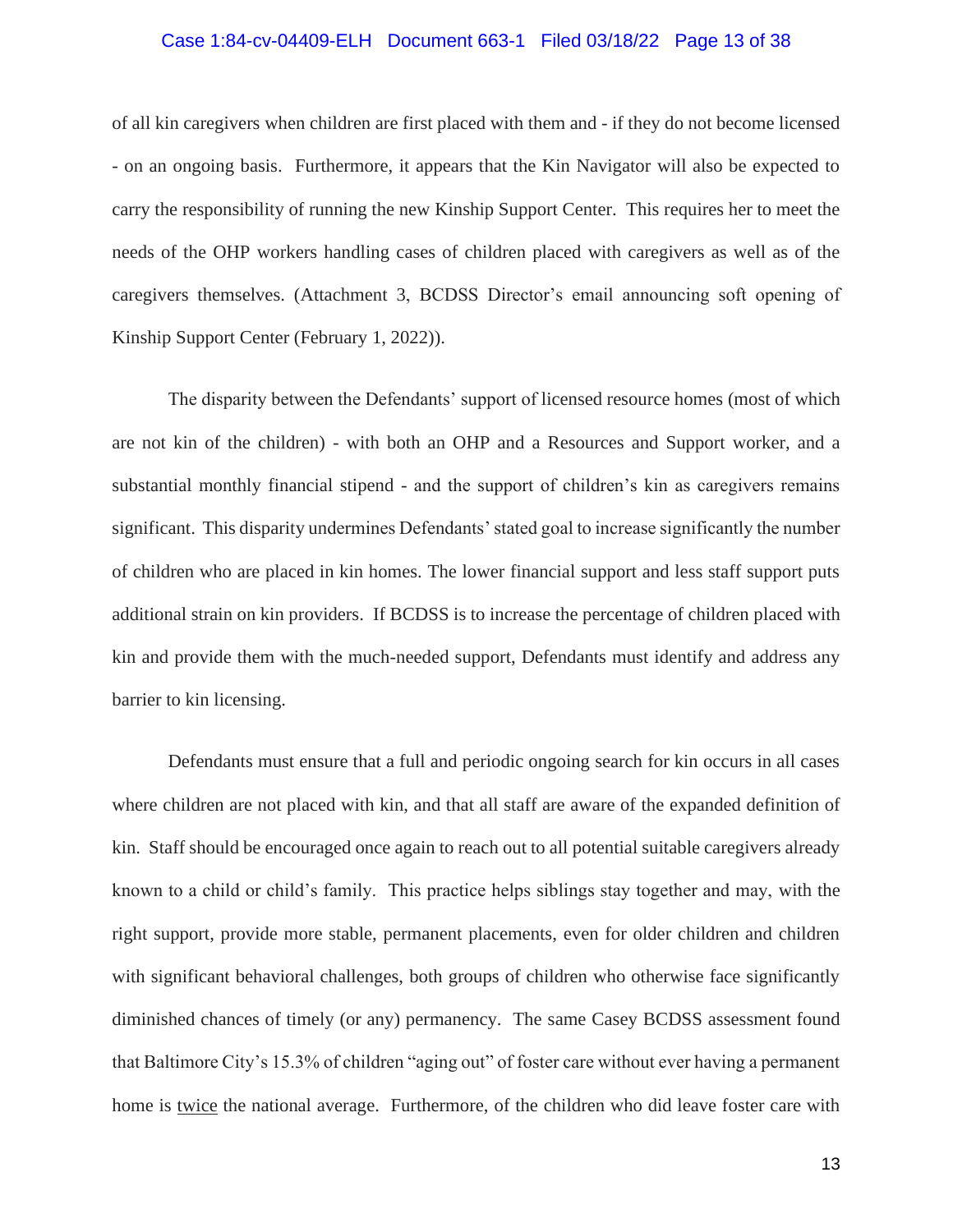of all kin caregivers when children are first placed with them and - if they do not become licensed - on an ongoing basis. Furthermore, it appears that the Kin Navigator will also be expected to carry the responsibility of running the new Kinship Support Center. This requires her to meet the needs of the OHP workers handling cases of children placed with caregivers as well as of the caregivers themselves. (Attachment 3, BCDSS Director's email announcing soft opening of Kinship Support Center (February 1, 2022)).

The disparity between the Defendants' support of licensed resource homes (most of which are not kin of the children) - with both an OHP and a Resources and Support worker, and a substantial monthly financial stipend - and the support of children's kin as caregivers remains significant. This disparity undermines Defendants' stated goal to increase significantly the number of children who are placed in kin homes. The lower financial support and less staff support puts additional strain on kin providers. If BCDSS is to increase the percentage of children placed with kin and provide them with the much-needed support, Defendants must identify and address any barrier to kin licensing.

Defendants must ensure that a full and periodic ongoing search for kin occurs in all cases where children are not placed with kin, and that all staff are aware of the expanded definition of kin. Staff should be encouraged once again to reach out to all potential suitable caregivers already known to a child or child's family. This practice helps siblings stay together and may, with the right support, provide more stable, permanent placements, even for older children and children with significant behavioral challenges, both groups of children who otherwise face significantly diminished chances of timely (or any) permanency. The same Casey BCDSS assessment found that Baltimore City's 15.3% of children "aging out" of foster care without ever having a permanent home is <u>twice</u> the national average. Furthermore, of the children who did leave foster care with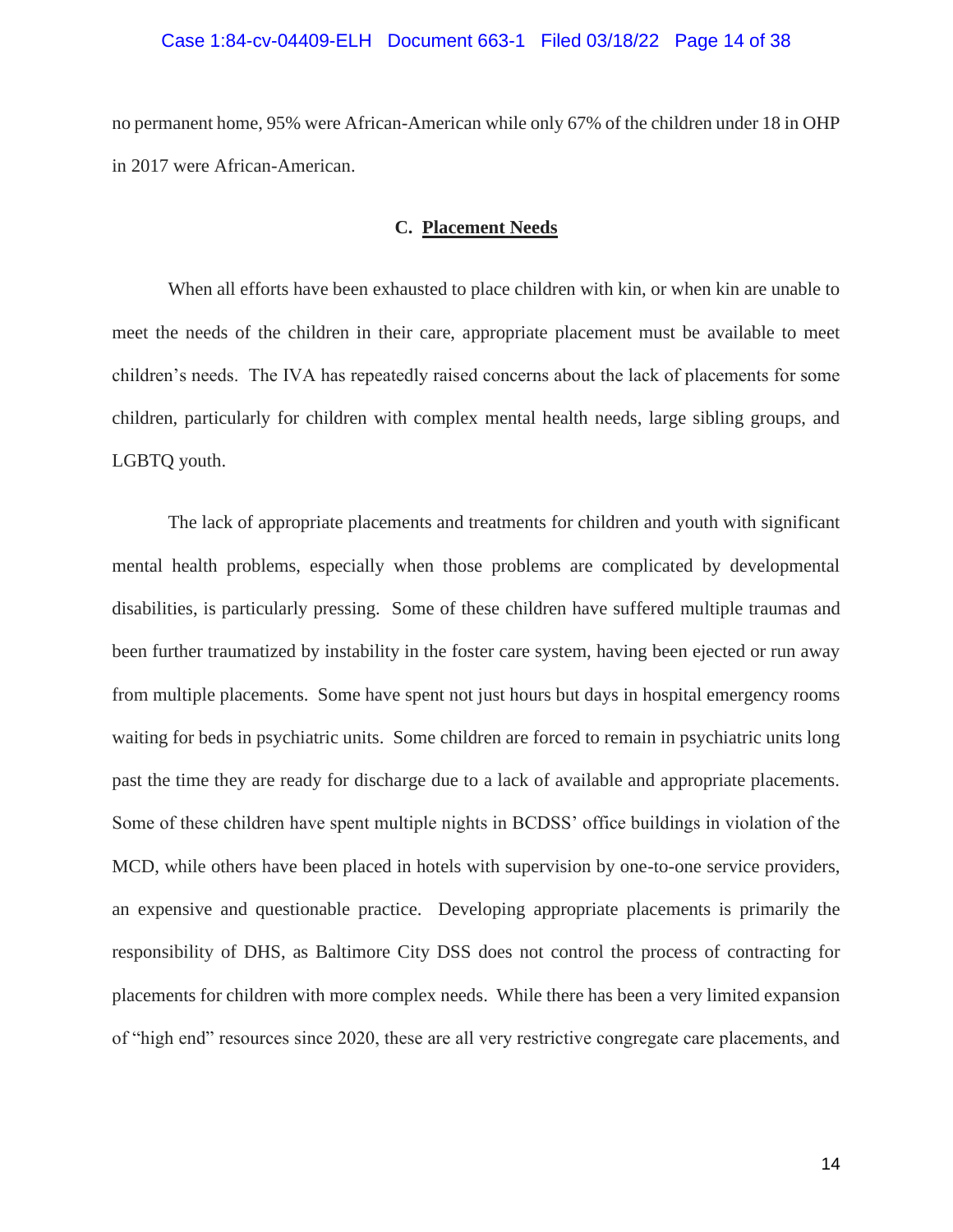no permanent home, 95% were African-American while only 67% of the children under 18 in OHP in 2017 were African-American.

### C. Placement Needs

When all efforts have been exhausted to place children with kin, or when kin are unable to meet the needs of the children in their care, appropriate placement must be available to meet children's needs. The IVA has repeatedly raised concerns about the lack of placements for some children, particularly for children with complex mental health needs, large sibling groups, and LGBTQ youth.

The lack of appropriate placements and treatments for children and youth with significant mental health problems, especially when those problems are complicated by developmental disabilities, is particularly pressing. Some of these children have suffered multiple traumas and been further traumatized by instability in the foster care system, having been ejected or run away from multiple placements. Some have spent not just hours but days in hospital emergency rooms waiting for beds in psychiatric units. Some children are forced to remain in psychiatric units long past the time they are ready for discharge due to a lack of available and appropriate placements. Some of these children have spent multiple nights in BCDSS' office buildings in violation of the MCD, while others have been placed in hotels with supervision by one-to-one service providers, an expensive and questionable practice. Developing appropriate placements is primarily the responsibility of DHS, as Baltimore City DSS does not control the process of contracting for placements for children with more complex needs. While there has been a very limited expansion of "high end" resources since 2020, these are all very restrictive congregate care placements, and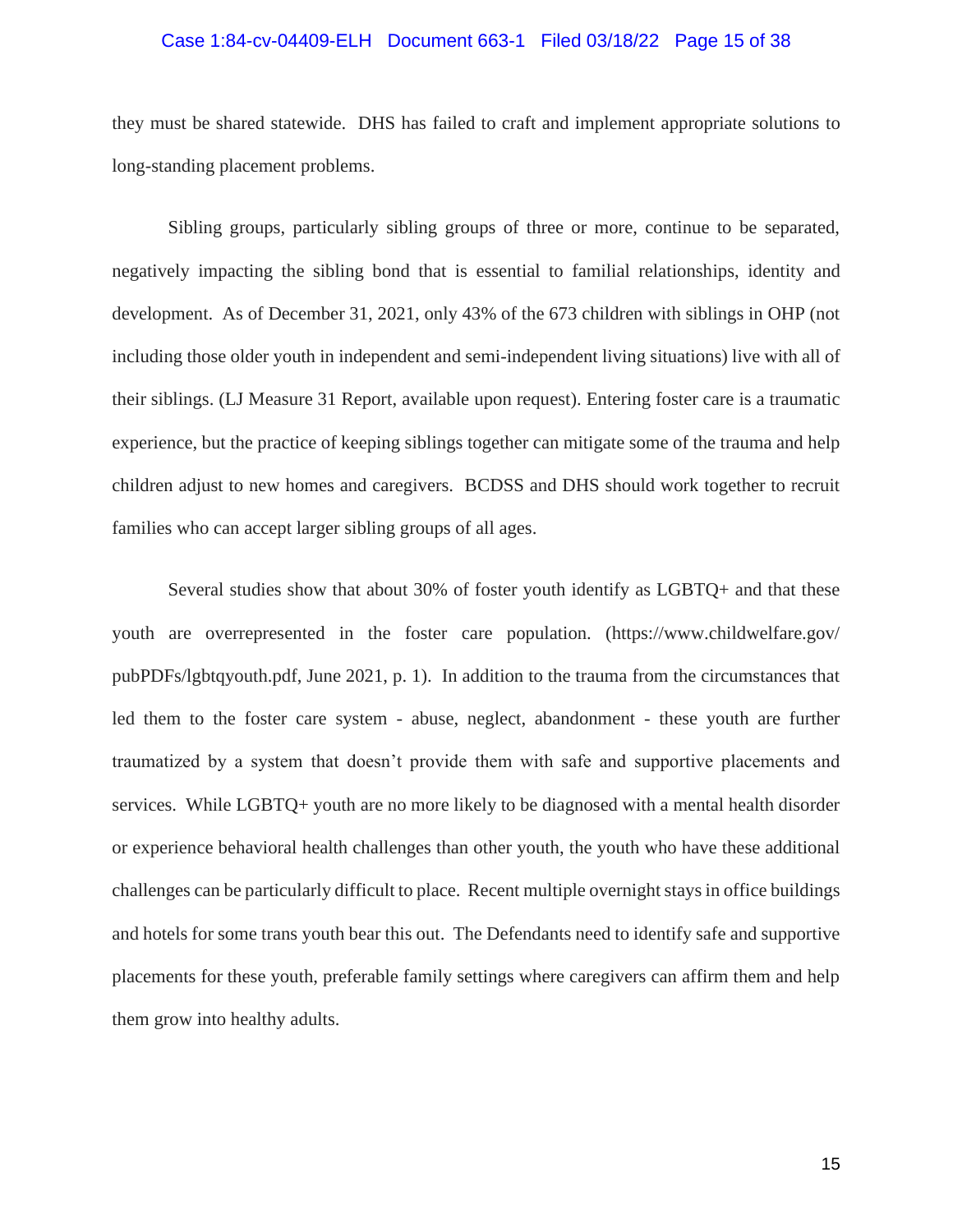they must be shared statewide. DHS has failed to craft and implement appropriate solutions to long-standing placement problems.

Sibling groups, particularly sibling groups of three or more, continue to be separated, negatively impacting the sibling bond that is essential to familial relationships, identity and development. As of December 31, 2021, only 43% of the 673 children with siblings in OHP (not including those older youth in independent and semi-independent living situations) live with all of their siblings. (LJ Measure 31 Report, available upon request). Entering foster care is a traumatic experience, but the practice of keeping siblings together can mitigate some of the trauma and help children adjust to new homes and caregivers. BCDSS and DHS should work together to recruit families who can accept larger sibling groups of all ages.

Several studies show that about 30% of foster youth identify as LGBTQ+ and that these youth are overrepresented in the foster care population. (https://www.childwelfare.gov/pubPDFs/lgbtqyouth.pdf, June 2021, p. 1). In addition to the trauma from the circumstances that led them to the foster care system - abuse, neglect, abandonment - these youth are further traumatized by a system that doesn't provide them with safe and supportive placements and services. While LGBTQ+ youth are no more likely to be diagnosed with a mental health disorder or experience behavioral health challenges than other youth, the youth who have these additional challenges can be particularly difficult to place. Recent multiple overnight stays in office buildings and hotels for some trans youth bear this out. The Defendants need to identify safe and supportive placements for these youth, preferable family settings where caregivers can affirm them and help them grow into healthy adults.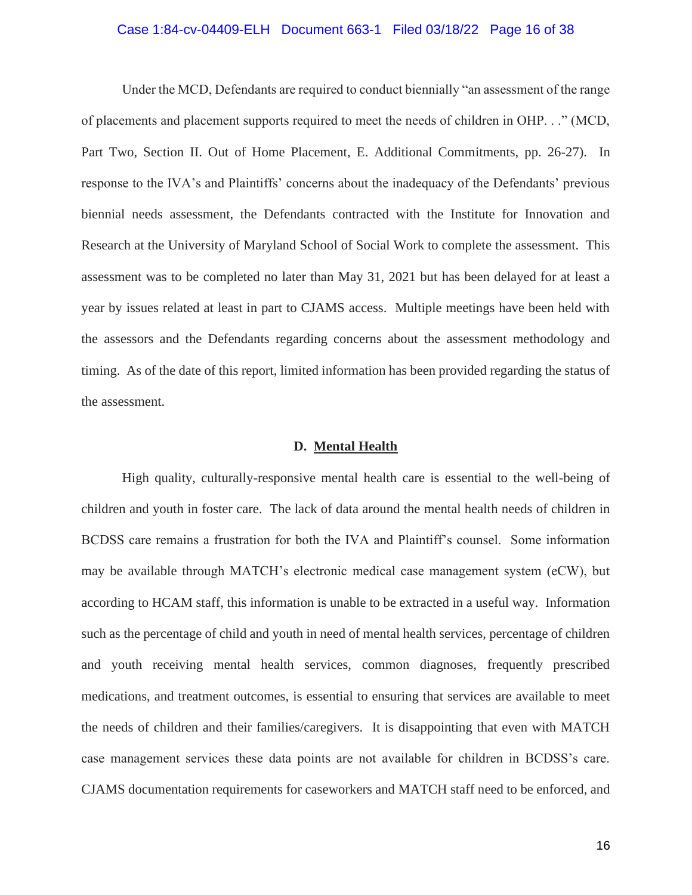Under the MCD, Defendants are required to conduct biennially "an assessment of the range of placements and placement supports required to meet the needs of children in OHP. . ." (MCD, Part Two, Section II. Out of Home Placement, E. Additional Commitments, pp. 26-27). In response to the IVA's and Plaintiffs' concerns about the inadequacy of the Defendants' previous biennial needs assessment, the Defendants contracted with the Institute for Innovation and Research at the University of Maryland School of Social Work to complete the assessment. This assessment was to be completed no later than May 31, 2021 but has been delayed for at least a year by issues related at least in part to CJAMS access. Multiple meetings have been held with the assessors and the Defendants regarding concerns about the assessment methodology and timing. As of the date of this report, limited information has been provided regarding the status of the assessment.

### D. <u>Mental Health</u>

High quality, culturally-responsive mental health care is essential to the well-being of children and youth in foster care. The lack of data around the mental health needs of children in BCDSS care remains a frustration for both the IVA and Plaintiff's counsel. Some information may be available through MATCH's electronic medical case management system (eCW), but according to HCAM staff, this information is unable to be extracted in a useful way. Information such as the percentage of child and youth in need of mental health services, percentage of children and youth receiving mental health services, common diagnoses, frequently prescribed medications, and treatment outcomes, is essential to ensuring that services are available to meet the needs of children and their families/caregivers. It is disappointing that even with MATCH case management services these data points are not available for children in BCDSS's care. CJAMS documentation requirements for caseworkers and MATCH staff need to be enforced, and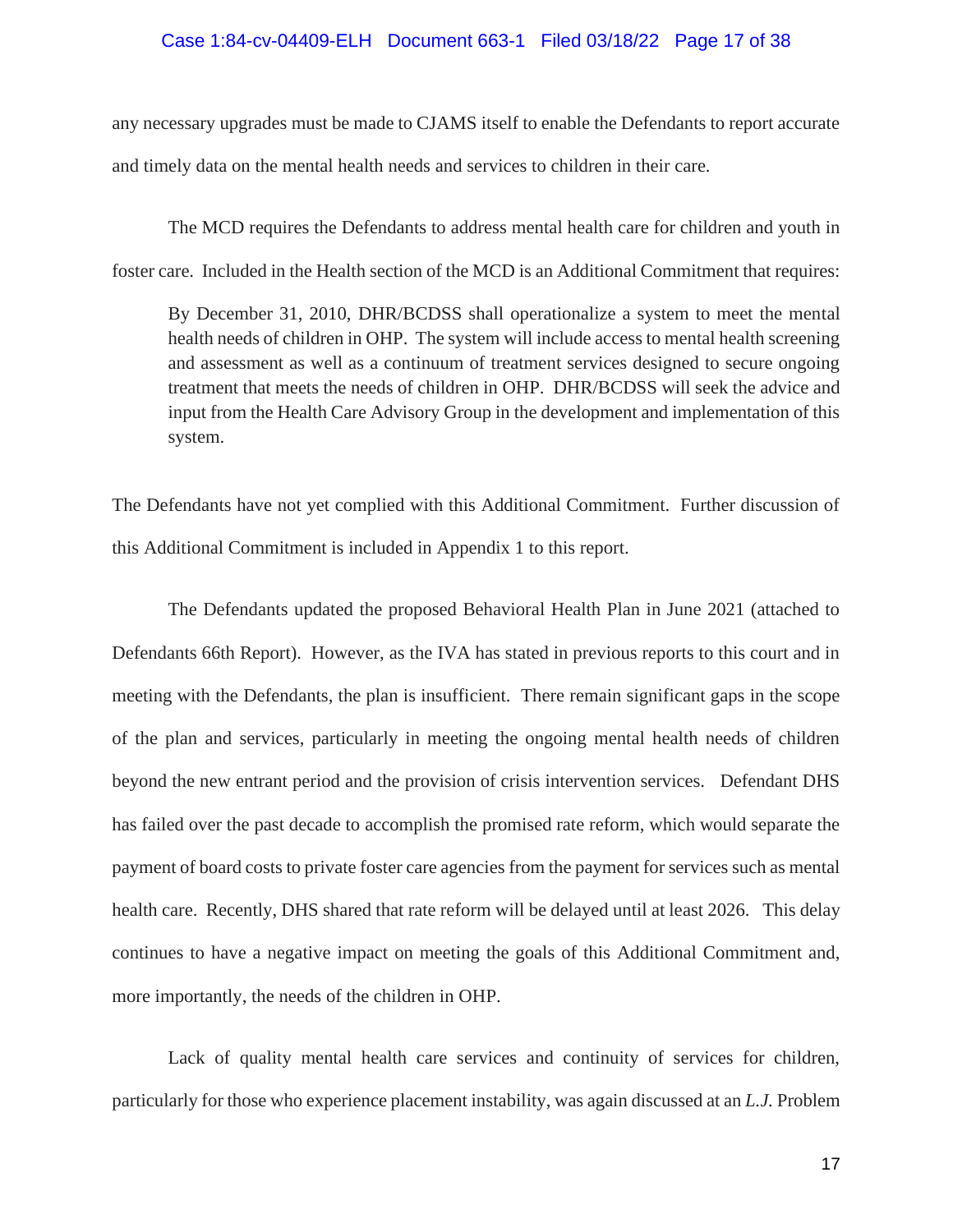any necessary upgrades must be made to CJAMS itself to enable the Defendants to report accurate and timely data on the mental health needs and services to children in their care.

The MCD requires the Defendants to address mental health care for children and youth in foster care. Included in the Health section of the MCD is an Additional Commitment that requires:

> By December 31, 2010, DHR/BCDSS shall operationalize a system to meet the mental health needs of children in OHP. The system will include access to mental health screening and assessment as well as a continuum of treatment services designed to secure ongoing treatment that meets the needs of children in OHP. DHR/BCDSS will seek the advice and input from the Health Care Advisory Group in the development and implementation of this system.

The Defendants have not yet complied with this Additional Commitment. Further discussion of this Additional Commitment is included in Appendix 1 to this report.

The Defendants updated the proposed Behavioral Health Plan in June 2021 (attached to Defendants 66th Report). However, as the IVA has stated in previous reports to this court and in meeting with the Defendants, the plan is insufficient. There remain significant gaps in the scope of the plan and services, particularly in meeting the ongoing mental health needs of children beyond the new entrant period and the provision of crisis intervention services. Defendant DHS has failed over the past decade to accomplish the promised rate reform, which would separate the payment of board costs to private foster care agencies from the payment for services such as mental health care. Recently, DHS shared that rate reform will be delayed until at least 2026. This delay continues to have a negative impact on meeting the goals of this Additional Commitment and, more importantly, the needs of the children in OHP.

Lack of quality mental health care services and continuity of services for children, particularly for those who experience placement instability, was again discussed at an *L.J.* Problem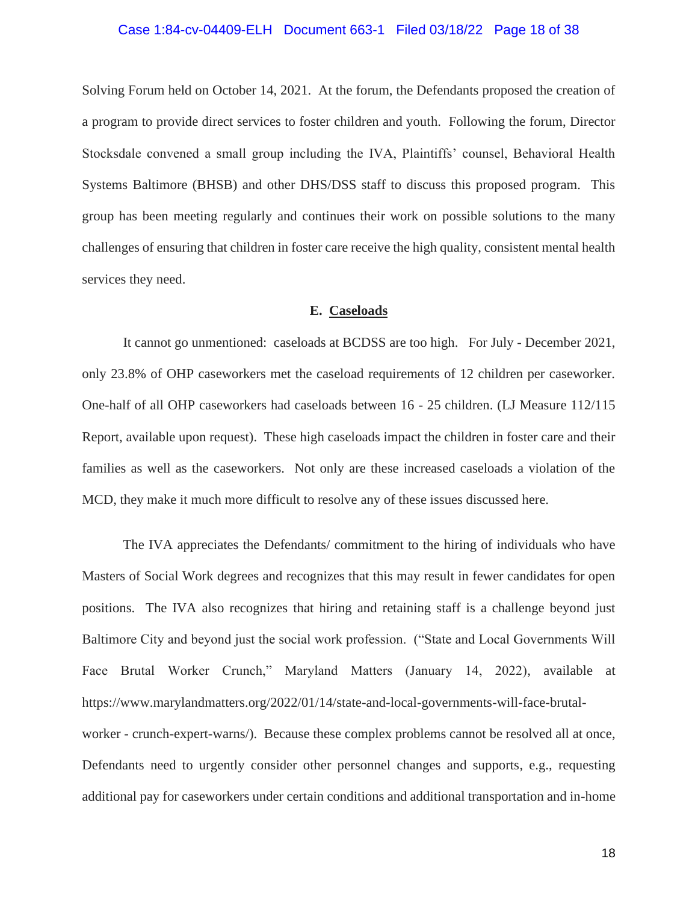Solving Forum held on October 14, 2021. At the forum, the Defendants proposed the creation of a program to provide direct services to foster children and youth. Following the forum, Director Stocksdale convened a small group including the IVA, Plaintiffs' counsel, Behavioral Health Systems Baltimore (BHSB) and other DHS/DSS staff to discuss this proposed program. This group has been meeting regularly and continues their work on possible solutions to the many challenges of ensuring that children in foster care receive the high quality, consistent mental health services they need.

**E. <u>Caseloads</u>**

It cannot go unmentioned: caseloads at BCDSS are too high. For July - December 2021, only 23.8% of OHP caseworkers met the caseload requirements of 12 children per caseworker. One-half of all OHP caseworkers had caseloads between 16 - 25 children. (LJ Measure 112/115 Report, available upon request). These high caseloads impact the children in foster care and their families as well as the caseworkers. Not only are these increased caseloads a violation of the MCD, they make it much more difficult to resolve any of these issues discussed here.

The IVA appreciates the Defendants/ commitment to the hiring of individuals who have Masters of Social Work degrees and recognizes that this may result in fewer candidates for open positions. The IVA also recognizes that hiring and retaining staff is a challenge beyond just Baltimore City and beyond just the social work profession. ("State and Local Governments Will Face Brutal Worker Crunch," Maryland Matters (January 14, 2022), available at https://www.marylandmatters.org/2022/01/14/state-and-local-governments-will-face-brutal-worker - crunch-expert-warns/). Because these complex problems cannot be resolved all at once, Defendants need to urgently consider other personnel changes and supports, e.g., requesting additional pay for caseworkers under certain conditions and additional transportation and in-home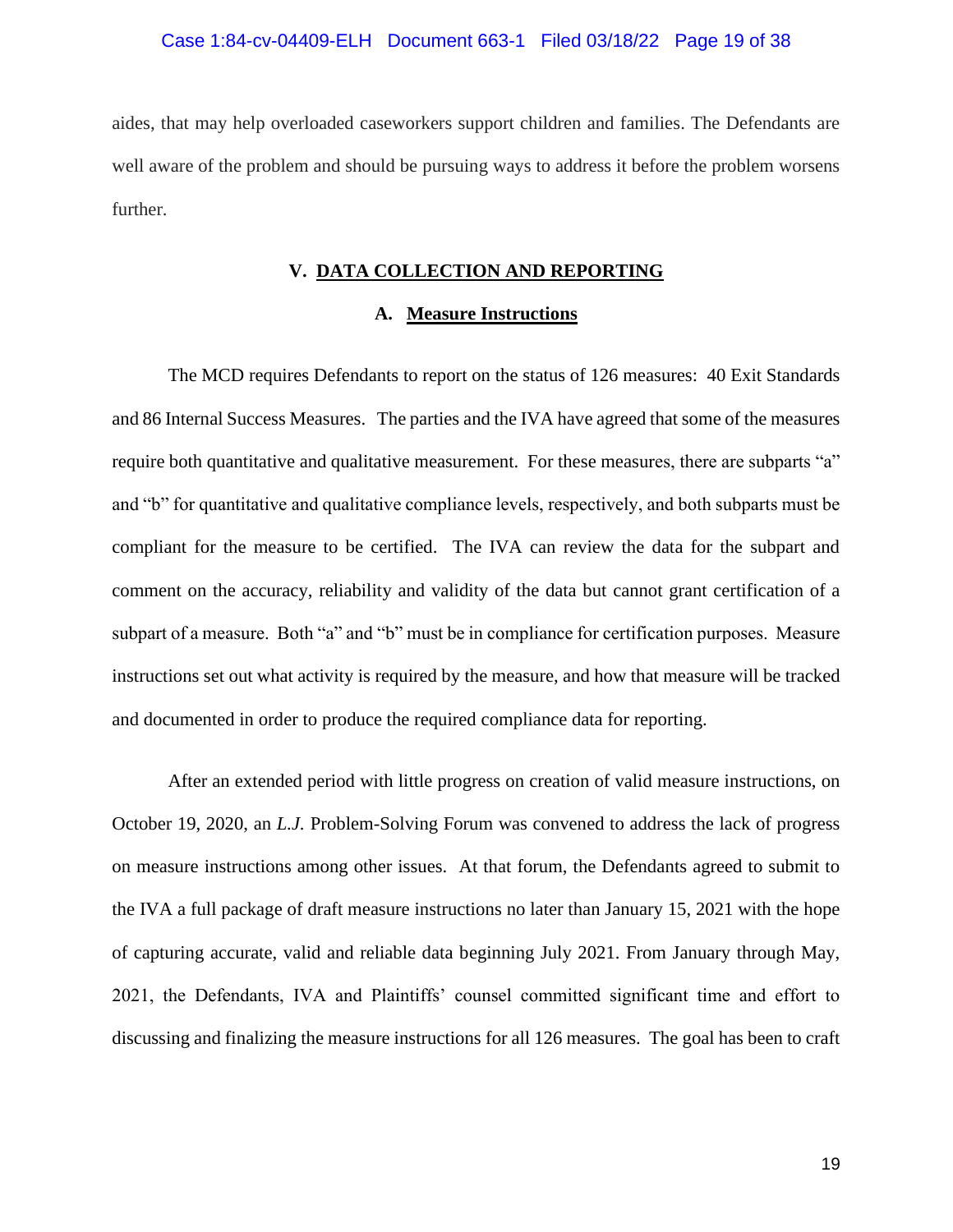aides, that may help overloaded caseworkers support children and families. The Defendants are well aware of the problem and should be pursuing ways to address it before the problem worsens further.

## V. DATA COLLECTION AND REPORTING

### A. Measure Instructions

The MCD requires Defendants to report on the status of 126 measures: 40 Exit Standards and 86 Internal Success Measures. The parties and the IVA have agreed that some of the measures require both quantitative and qualitative measurement. For these measures, there are subparts "a" and "b" for quantitative and qualitative compliance levels, respectively, and both subparts must be compliant for the measure to be certified. The IVA can review the data for the subpart and comment on the accuracy, reliability and validity of the data but cannot grant certification of a subpart of a measure. Both "a" and "b" must be in compliance for certification purposes. Measure instructions set out what activity is required by the measure, and how that measure will be tracked and documented in order to produce the required compliance data for reporting.

After an extended period with little progress on creation of valid measure instructions, on October 19, 2020, an *L.J.* Problem-Solving Forum was convened to address the lack of progress on measure instructions among other issues. At that forum, the Defendants agreed to submit to the IVA a full package of draft measure instructions no later than January 15, 2021 with the hope of capturing accurate, valid and reliable data beginning July 2021. From January through May, 2021, the Defendants, IVA and Plaintiffs' counsel committed significant time and effort to discussing and finalizing the measure instructions for all 126 measures. The goal has been to craft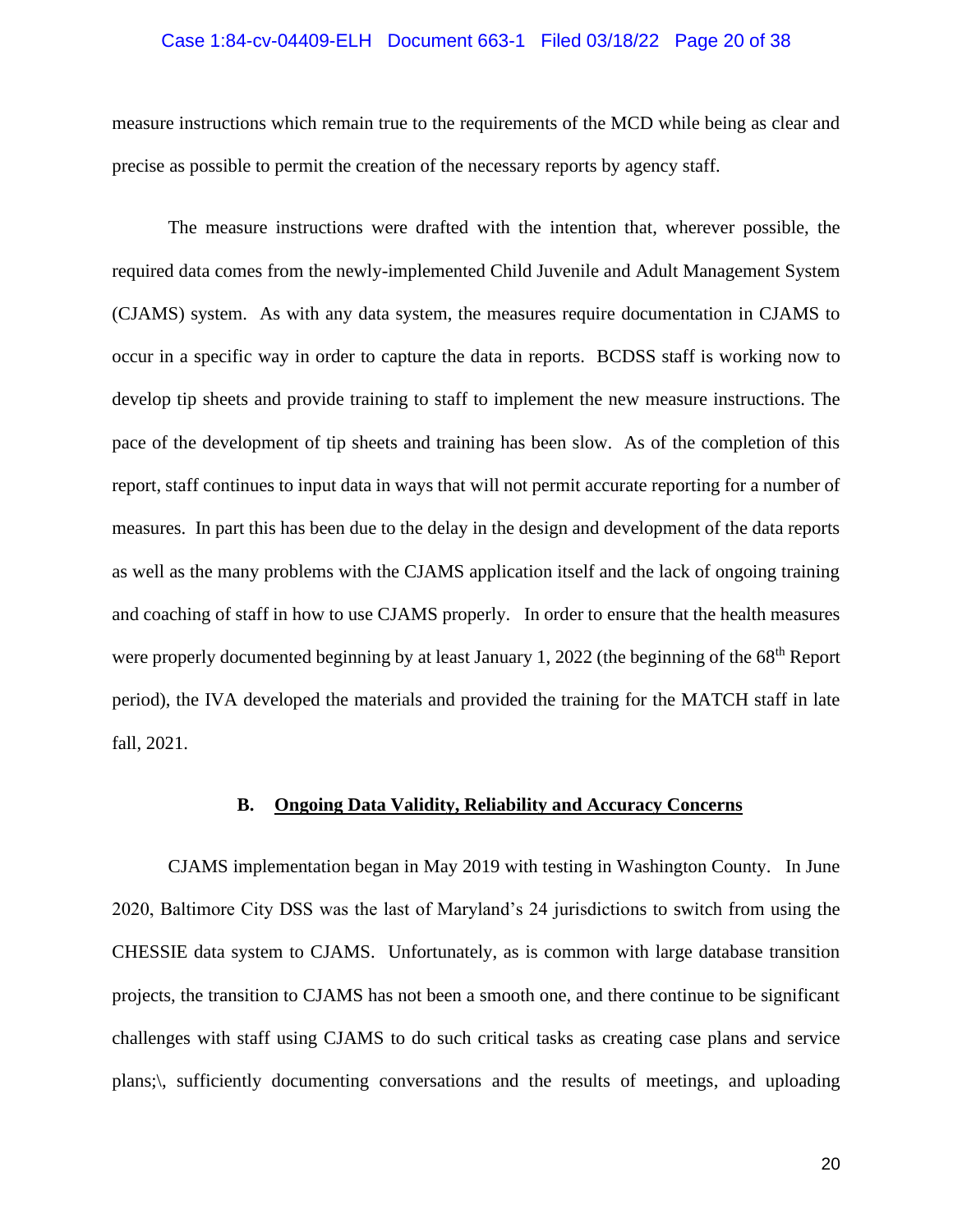measure instructions which remain true to the requirements of the MCD while being as clear and precise as possible to permit the creation of the necessary reports by agency staff.

The measure instructions were drafted with the intention that, wherever possible, the required data comes from the newly-implemented Child Juvenile and Adult Management System (CJAMS) system. As with any data system, the measures require documentation in CJAMS to occur in a specific way in order to capture the data in reports. BCDSS staff is working now to develop tip sheets and provide training to staff to implement the new measure instructions. The pace of the development of tip sheets and training has been slow. As of the completion of this report, staff continues to input data in ways that will not permit accurate reporting for a number of measures. In part this has been due to the delay in the design and development of the data reports as well as the many problems with the CJAMS application itself and the lack of ongoing training and coaching of staff in how to use CJAMS properly. In order to ensure that the health measures were properly documented beginning by at least January 1, 2022 (the beginning of the 68th Report period), the IVA developed the materials and provided the training for the MATCH staff in late fall, 2021.

### B. Ongoing Data Validity, Reliability and Accuracy Concerns

CJAMS implementation began in May 2019 with testing in Washington County. In June 2020, Baltimore City DSS was the last of Maryland's 24 jurisdictions to switch from using the CHESSIE data system to CJAMS. Unfortunately, as is common with large database transition projects, the transition to CJAMS has not been a smooth one, and there continue to be significant challenges with staff using CJAMS to do such critical tasks as creating case plans and service plans;\, sufficiently documenting conversations and the results of meetings, and uploading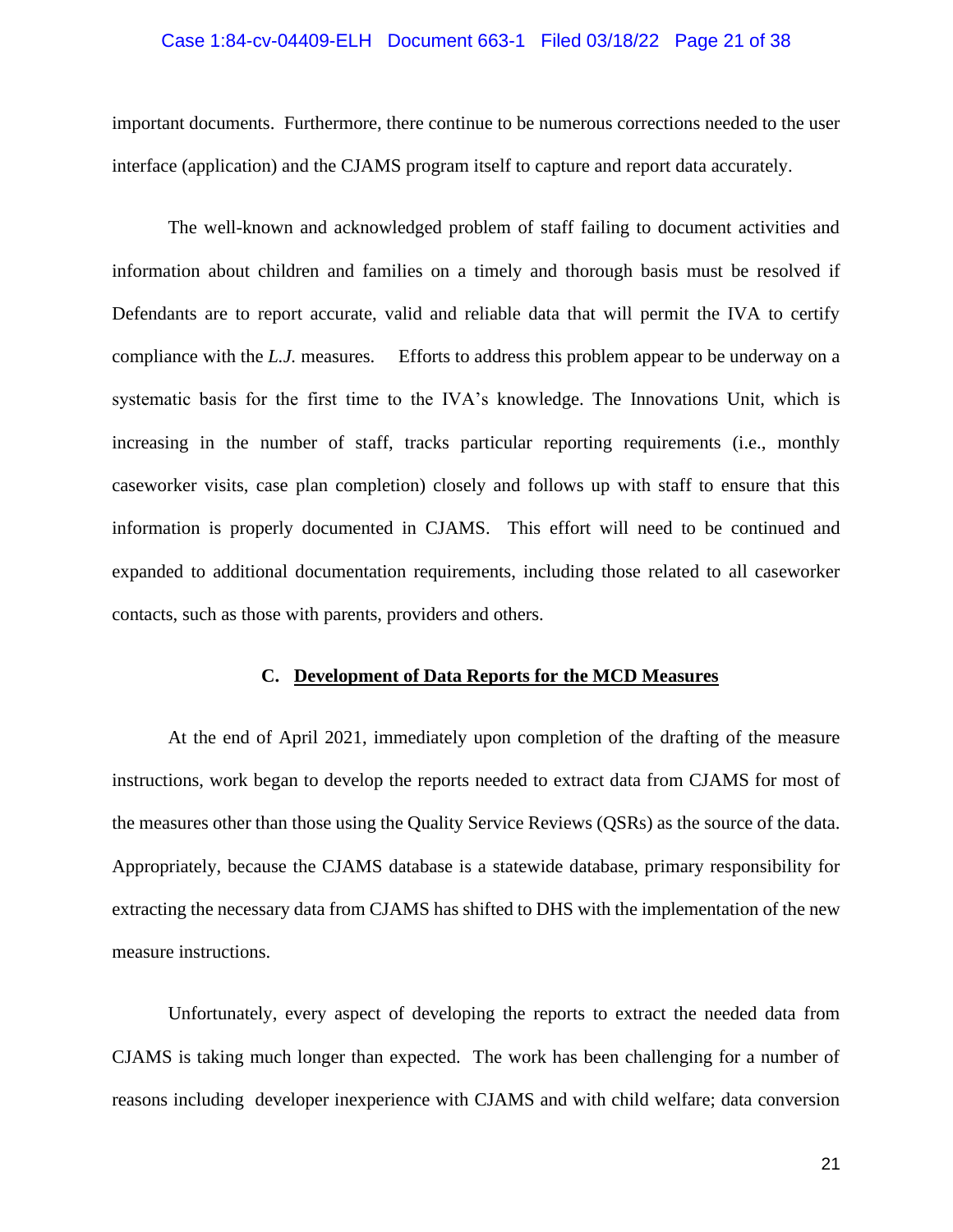important documents. Furthermore, there continue to be numerous corrections needed to the user interface (application) and the CJAMS program itself to capture and report data accurately.

The well-known and acknowledged problem of staff failing to document activities and information about children and families on a timely and thorough basis must be resolved if Defendants are to report accurate, valid and reliable data that will permit the IVA to certify compliance with the *L.J.* measures. Efforts to address this problem appear to be underway on a systematic basis for the first time to the IVA's knowledge. The Innovations Unit, which is increasing in the number of staff, tracks particular reporting requirements (i.e., monthly caseworker visits, case plan completion) closely and follows up with staff to ensure that this information is properly documented in CJAMS. This effort will need to be continued and expanded to additional documentation requirements, including those related to all caseworker contacts, such as those with parents, providers and others.

### C. <u>Development of Data Reports for the MCD Measures</u>

At the end of April 2021, immediately upon completion of the drafting of the measure instructions, work began to develop the reports needed to extract data from CJAMS for most of the measures other than those using the Quality Service Reviews (QSRs) as the source of the data. Appropriately, because the CJAMS database is a statewide database, primary responsibility for extracting the necessary data from CJAMS has shifted to DHS with the implementation of the new measure instructions.

Unfortunately, every aspect of developing the reports to extract the needed data from CJAMS is taking much longer than expected. The work has been challenging for a number of reasons including developer inexperience with CJAMS and with child welfare; data conversion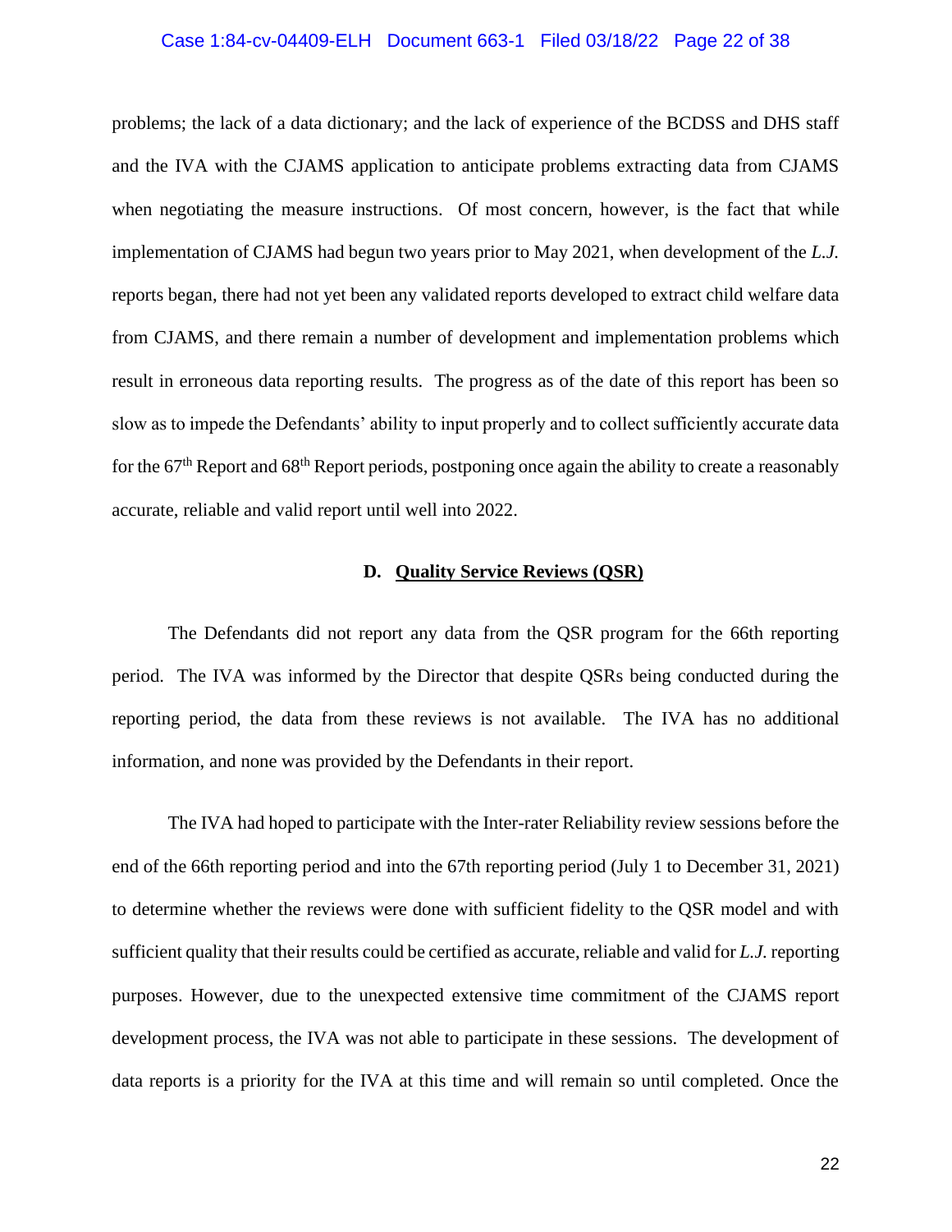problems; the lack of a data dictionary; and the lack of experience of the BCDSS and DHS staff and the IVA with the CJAMS application to anticipate problems extracting data from CJAMS when negotiating the measure instructions. Of most concern, however, is the fact that while implementation of CJAMS had begun two years prior to May 2021, when development of the *L.J.* reports began, there had not yet been any validated reports developed to extract child welfare data from CJAMS, and there remain a number of development and implementation problems which result in erroneous data reporting results. The progress as of the date of this report has been so slow as to impede the Defendants' ability to input properly and to collect sufficiently accurate data for the 67th Report and 68th Report periods, postponing once again the ability to create a reasonably accurate, reliable and valid report until well into 2022.

### D. Quality Service Reviews (QSR)

The Defendants did not report any data from the QSR program for the 66th reporting period. The IVA was informed by the Director that despite QSRs being conducted during the reporting period, the data from these reviews is not available. The IVA has no additional information, and none was provided by the Defendants in their report.

The IVA had hoped to participate with the Inter-rater Reliability review sessions before the end of the 66th reporting period and into the 67th reporting period (July 1 to December 31, 2021) to determine whether the reviews were done with sufficient fidelity to the QSR model and with sufficient quality that their results could be certified as accurate, reliable and valid for *L.J.* reporting purposes. However, due to the unexpected extensive time commitment of the CJAMS report development process, the IVA was not able to participate in these sessions. The development of data reports is a priority for the IVA at this time and will remain so until completed. Once the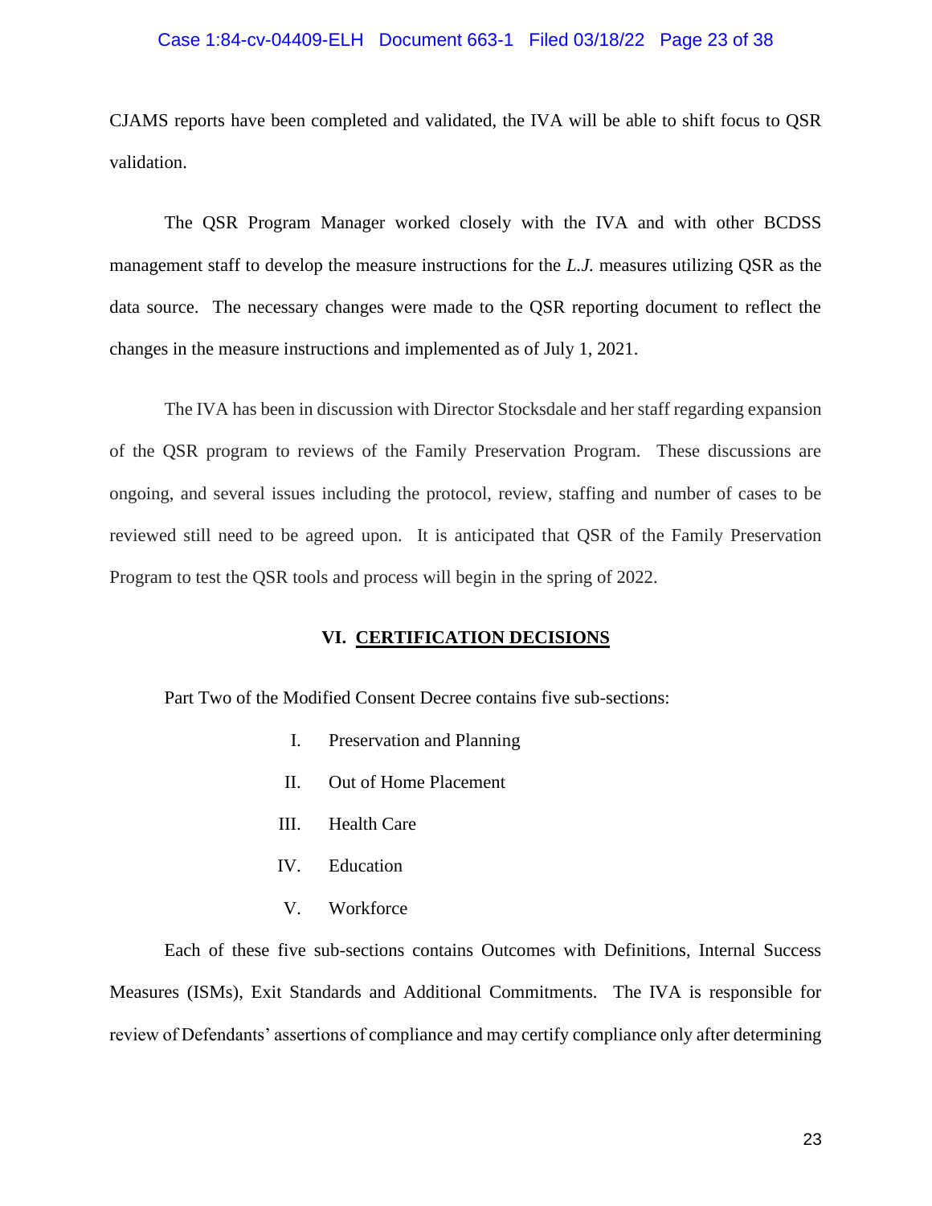CJAMS reports have been completed and validated, the IVA will be able to shift focus to QSR validation.

The QSR Program Manager worked closely with the IVA and with other BCDSS management staff to develop the measure instructions for the *L.J.* measures utilizing QSR as the data source. The necessary changes were made to the QSR reporting document to reflect the changes in the measure instructions and implemented as of July 1, 2021.

The IVA has been in discussion with Director Stocksdale and her staff regarding expansion of the QSR program to reviews of the Family Preservation Program. These discussions are ongoing, and several issues including the protocol, review, staffing and number of cases to be reviewed still need to be agreed upon. It is anticipated that QSR of the Family Preservation Program to test the QSR tools and process will begin in the spring of 2022.

## VI. CERTIFICATION DECISIONS

Part Two of the Modified Consent Decree contains five sub-sections:

I. Preservation and Planning

II. Out of Home Placement

III. Health Care

IV. Education

V. Workforce

Each of these five sub-sections contains Outcomes with Definitions, Internal Success Measures (ISMs), Exit Standards and Additional Commitments. The IVA is responsible for review of Defendants' assertions of compliance and may certify compliance only after determining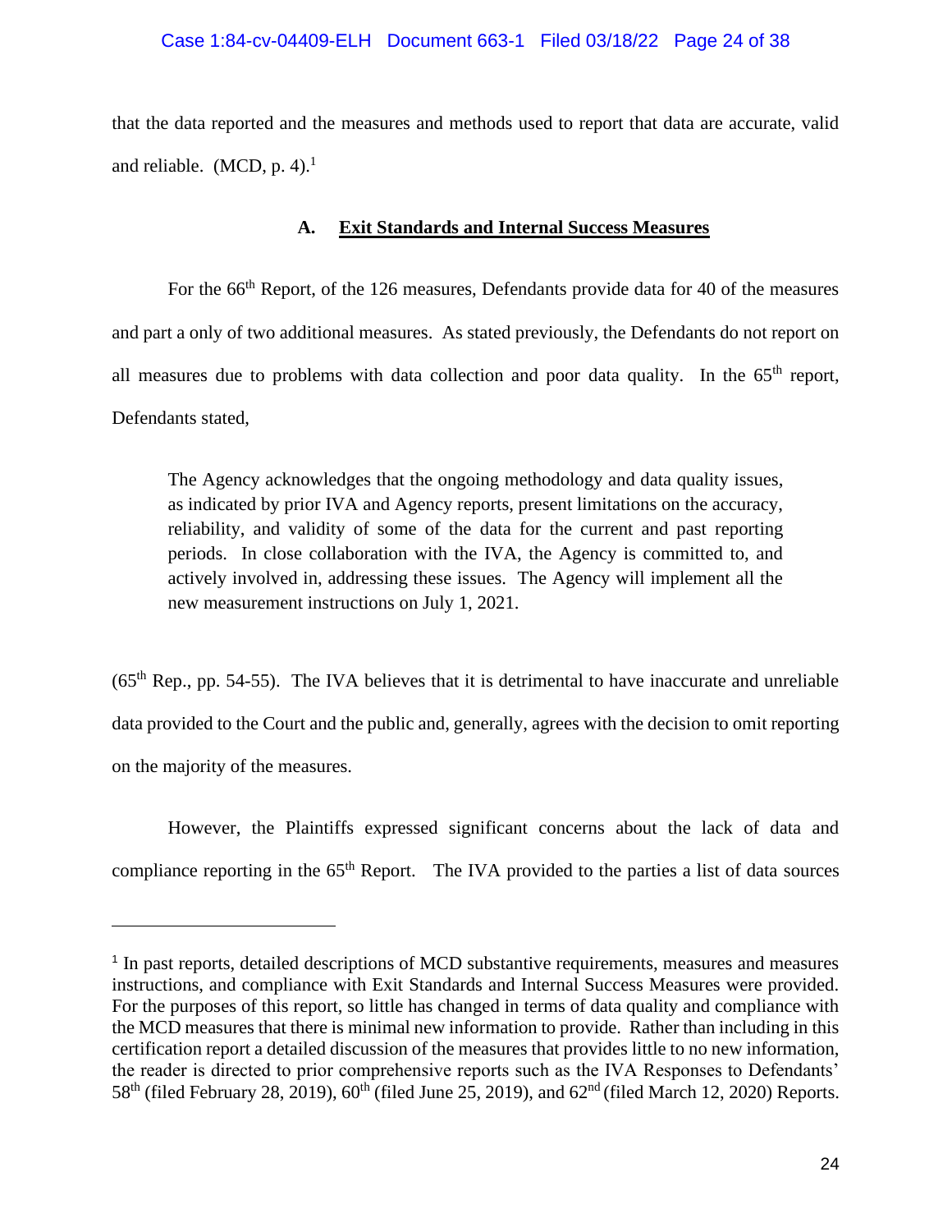that the data reported and the measures and methods used to report that data are accurate, valid and reliable. (MCD, p. 4).[1]

### A. Exit Standards and Internal Success Measures

For the 66th Report, of the 126 measures, Defendants provide data for 40 of the measures and part a only of two additional measures. As stated previously, the Defendants do not report on all measures due to problems with data collection and poor data quality. In the 65th report, Defendants stated,

> The Agency acknowledges that the ongoing methodology and data quality issues, as indicated by prior IVA and Agency reports, present limitations on the accuracy, reliability, and validity of some of the data for the current and past reporting periods. In close collaboration with the IVA, the Agency is committed to, and actively involved in, addressing these issues. The Agency will implement all the new measurement instructions on July 1, 2021.

(65th Rep., pp. 54-55). The IVA believes that it is detrimental to have inaccurate and unreliable data provided to the Court and the public and, generally, agrees with the decision to omit reporting on the majority of the measures.

However, the Plaintiffs expressed significant concerns about the lack of data and compliance reporting in the 65th Report. The IVA provided to the parties a list of data sources

---

[1] In past reports, detailed descriptions of MCD substantive requirements, measures and measures instructions, and compliance with Exit Standards and Internal Success Measures were provided. For the purposes of this report, so little has changed in terms of data quality and compliance with the MCD measures that there is minimal new information to provide. Rather than including in this certification report a detailed discussion of the measures that provides little to no new information, the reader is directed to prior comprehensive reports such as the IVA Responses to Defendants' 58th (filed February 28, 2019), 60th (filed June 25, 2019), and 62nd (filed March 12, 2020) Reports.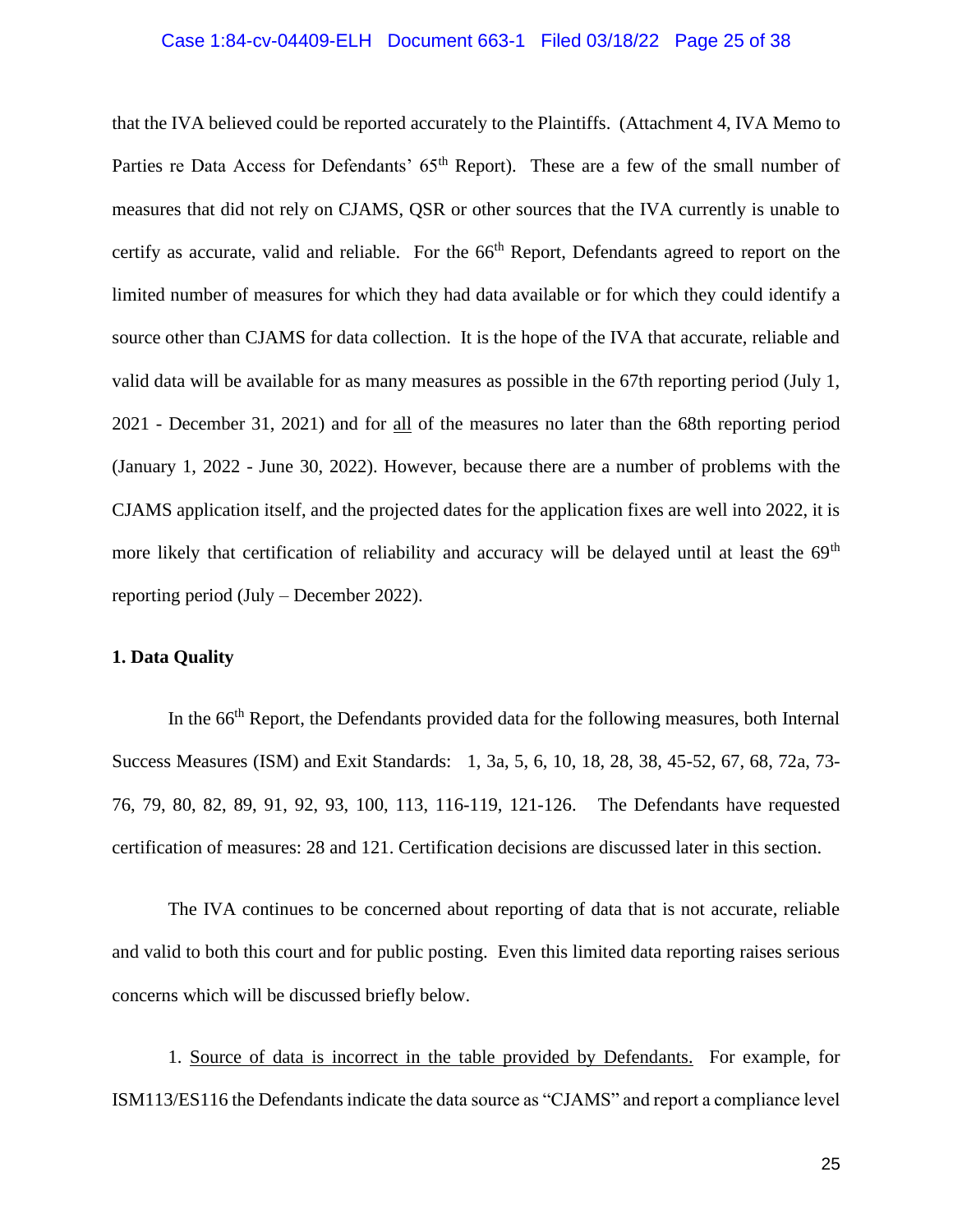that the IVA believed could be reported accurately to the Plaintiffs. (Attachment 4, IVA Memo to Parties re Data Access for Defendants' 65th Report). These are a few of the small number of measures that did not rely on CJAMS, QSR or other sources that the IVA currently is unable to certify as accurate, valid and reliable. For the 66th Report, Defendants agreed to report on the limited number of measures for which they had data available or for which they could identify a source other than CJAMS for data collection. It is the hope of the IVA that accurate, reliable and valid data will be available for as many measures as possible in the 67th reporting period (July 1, 2021 - December 31, 2021) and for <u>all</u> of the measures no later than the 68th reporting period (January 1, 2022 - June 30, 2022). However, because there are a number of problems with the CJAMS application itself, and the projected dates for the application fixes are well into 2022, it is more likely that certification of reliability and accuracy will be delayed until at least the 69th reporting period (July – December 2022).

**1. Data Quality**

In the 66th Report, the Defendants provided data for the following measures, both Internal Success Measures (ISM) and Exit Standards: 1, 3a, 5, 6, 10, 18, 28, 38, 45-52, 67, 68, 72a, 73-76, 79, 80, 82, 89, 91, 92, 93, 100, 113, 116-119, 121-126. The Defendants have requested certification of measures: 28 and 121. Certification decisions are discussed later in this section.

The IVA continues to be concerned about reporting of data that is not accurate, reliable and valid to both this court and for public posting. Even this limited data reporting raises serious concerns which will be discussed briefly below.

1. <u>Source of data is incorrect in the table provided by Defendants.</u> For example, for ISM113/ES116 the Defendants indicate the data source as "CJAMS" and report a compliance level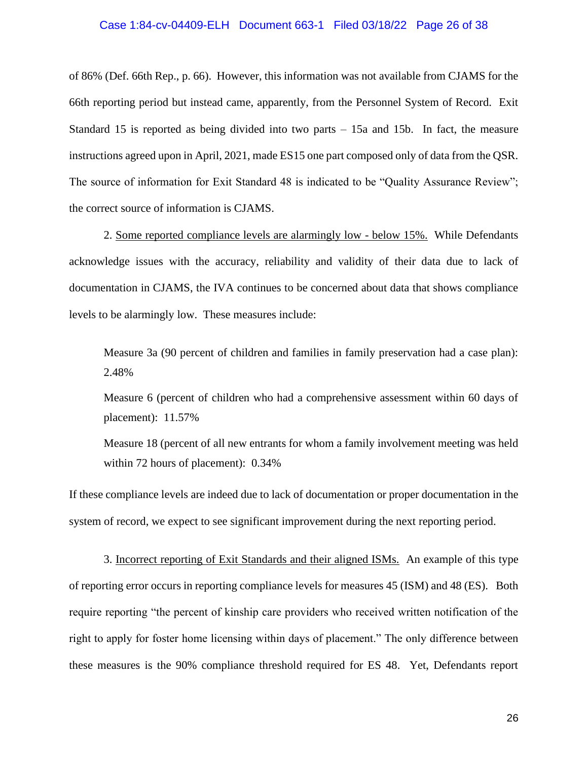of 86% (Def. 66th Rep., p. 66). However, this information was not available from CJAMS for the 66th reporting period but instead came, apparently, from the Personnel System of Record. Exit Standard 15 is reported as being divided into two parts – 15a and 15b. In fact, the measure instructions agreed upon in April, 2021, made ES15 one part composed only of data from the QSR. The source of information for Exit Standard 48 is indicated to be "Quality Assurance Review"; the correct source of information is CJAMS.

2. <u>Some reported compliance levels are alarmingly low - below 15%.</u> While Defendants acknowledge issues with the accuracy, reliability and validity of their data due to lack of documentation in CJAMS, the IVA continues to be concerned about data that shows compliance levels to be alarmingly low. These measures include:

> Measure 3a (90 percent of children and families in family preservation had a case plan): 2.48%
>
> Measure 6 (percent of children who had a comprehensive assessment within 60 days of placement): 11.57%
>
> Measure 18 (percent of all new entrants for whom a family involvement meeting was held within 72 hours of placement): 0.34%

If these compliance levels are indeed due to lack of documentation or proper documentation in the system of record, we expect to see significant improvement during the next reporting period.

3. <u>Incorrect reporting of Exit Standards and their aligned ISMs.</u> An example of this type of reporting error occurs in reporting compliance levels for measures 45 (ISM) and 48 (ES). Both require reporting "the percent of kinship care providers who received written notification of the right to apply for foster home licensing within days of placement." The only difference between these measures is the 90% compliance threshold required for ES 48. Yet, Defendants report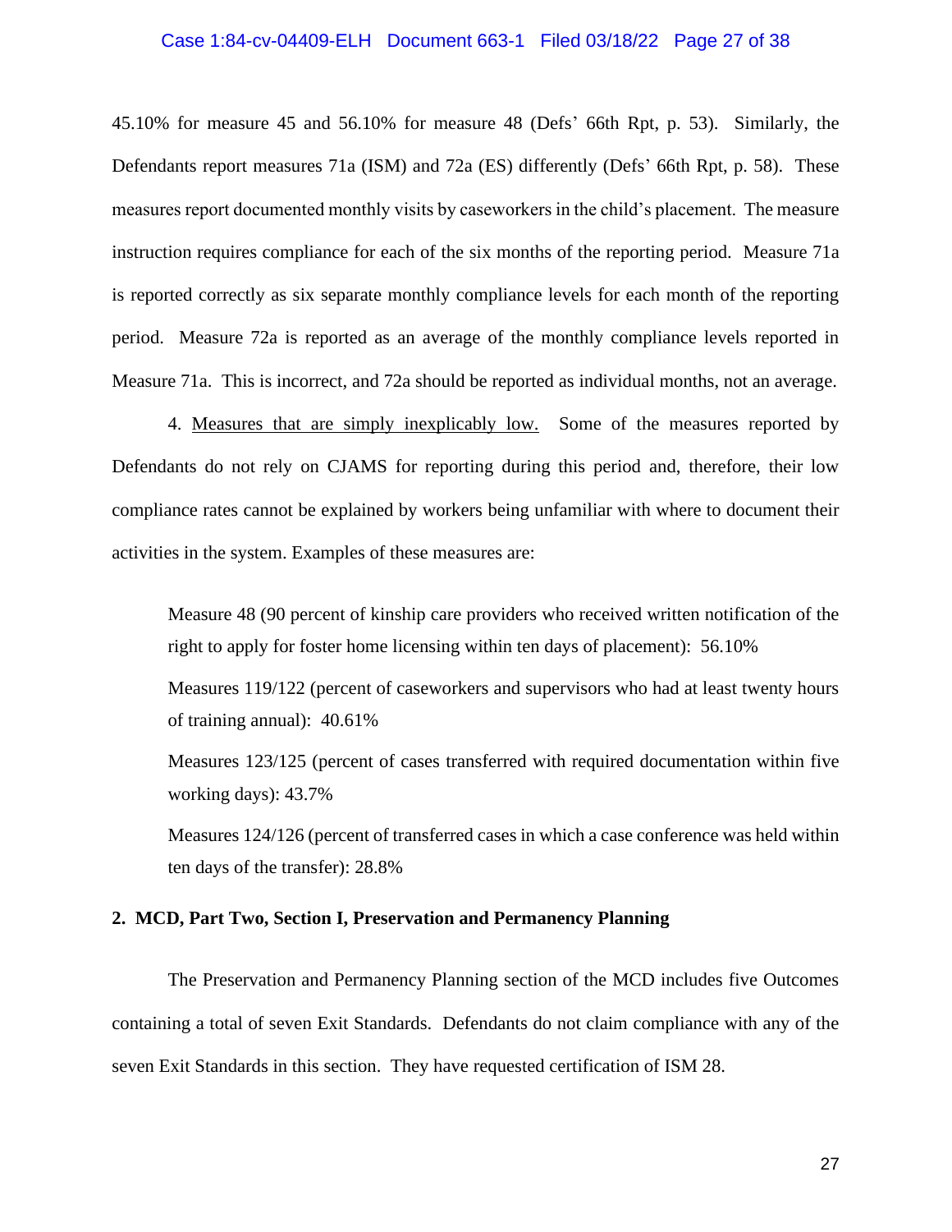45.10% for measure 45 and 56.10% for measure 48 (Defs' 66th Rpt, p. 53). Similarly, the Defendants report measures 71a (ISM) and 72a (ES) differently (Defs' 66th Rpt, p. 58). These measures report documented monthly visits by caseworkers in the child's placement. The measure instruction requires compliance for each of the six months of the reporting period. Measure 71a is reported correctly as six separate monthly compliance levels for each month of the reporting period. Measure 72a is reported as an average of the monthly compliance levels reported in Measure 71a. This is incorrect, and 72a should be reported as individual months, not an average.

4. <u>Measures that are simply inexplicably low.</u> Some of the measures reported by Defendants do not rely on CJAMS for reporting during this period and, therefore, their low compliance rates cannot be explained by workers being unfamiliar with where to document their activities in the system. Examples of these measures are:

> Measure 48 (90 percent of kinship care providers who received written notification of the right to apply for foster home licensing within ten days of placement): 56.10%
>
> Measures 119/122 (percent of caseworkers and supervisors who had at least twenty hours of training annual): 40.61%
>
> Measures 123/125 (percent of cases transferred with required documentation within five working days): 43.7%
>
> Measures 124/126 (percent of transferred cases in which a case conference was held within ten days of the transfer): 28.8%

**2. MCD, Part Two, Section I, Preservation and Permanency Planning**

The Preservation and Permanency Planning section of the MCD includes five Outcomes containing a total of seven Exit Standards. Defendants do not claim compliance with any of the seven Exit Standards in this section. They have requested certification of ISM 28.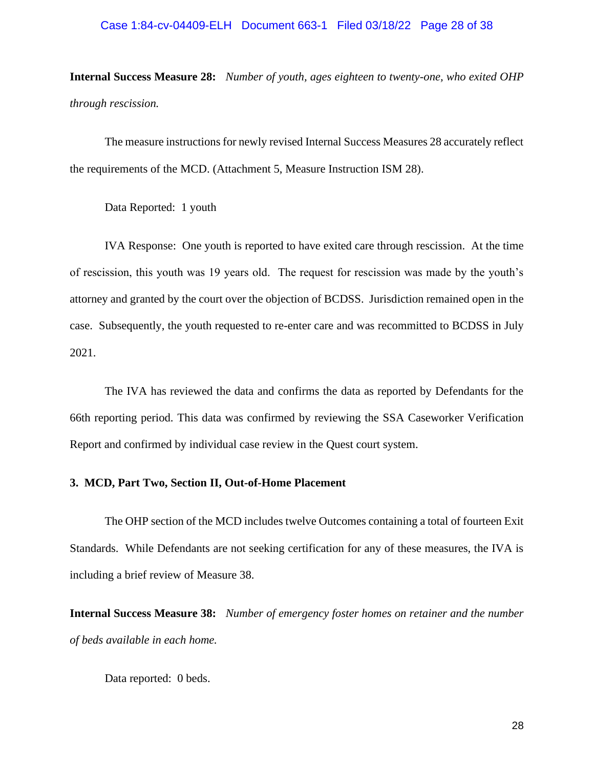**Internal Success Measure 28:** *Number of youth, ages eighteen to twenty-one, who exited OHP through rescission.*

The measure instructions for newly revised Internal Success Measures 28 accurately reflect the requirements of the MCD. (Attachment 5, Measure Instruction ISM 28).

Data Reported: 1 youth

IVA Response: One youth is reported to have exited care through rescission. At the time of rescission, this youth was 19 years old. The request for rescission was made by the youth's attorney and granted by the court over the objection of BCDSS. Jurisdiction remained open in the case. Subsequently, the youth requested to re-enter care and was recommitted to BCDSS in July 2021.

The IVA has reviewed the data and confirms the data as reported by Defendants for the 66th reporting period. This data was confirmed by reviewing the SSA Caseworker Verification Report and confirmed by individual case review in the Quest court system.

### 3. MCD, Part Two, Section II, Out-of-Home Placement

The OHP section of the MCD includes twelve Outcomes containing a total of fourteen Exit Standards. While Defendants are not seeking certification for any of these measures, the IVA is including a brief review of Measure 38.

**Internal Success Measure 38:** *Number of emergency foster homes on retainer and the number of beds available in each home.*

Data reported: 0 beds.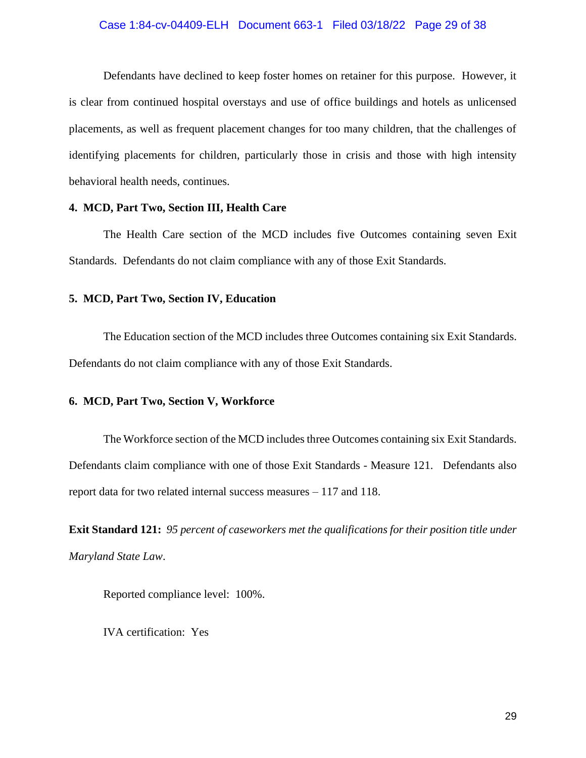Defendants have declined to keep foster homes on retainer for this purpose. However, it is clear from continued hospital overstays and use of office buildings and hotels as unlicensed placements, as well as frequent placement changes for too many children, that the challenges of identifying placements for children, particularly those in crisis and those with high intensity behavioral health needs, continues.

**4. MCD, Part Two, Section III, Health Care**

The Health Care section of the MCD includes five Outcomes containing seven Exit Standards. Defendants do not claim compliance with any of those Exit Standards.

**5. MCD, Part Two, Section IV, Education**

The Education section of the MCD includes three Outcomes containing six Exit Standards. Defendants do not claim compliance with any of those Exit Standards.

**6. MCD, Part Two, Section V, Workforce**

The Workforce section of the MCD includes three Outcomes containing six Exit Standards. Defendants claim compliance with one of those Exit Standards - Measure 121. Defendants also report data for two related internal success measures – 117 and 118.

**Exit Standard 121:** *95 percent of caseworkers met the qualifications for their position title under Maryland State Law*.

Reported compliance level: 100%.

IVA certification: Yes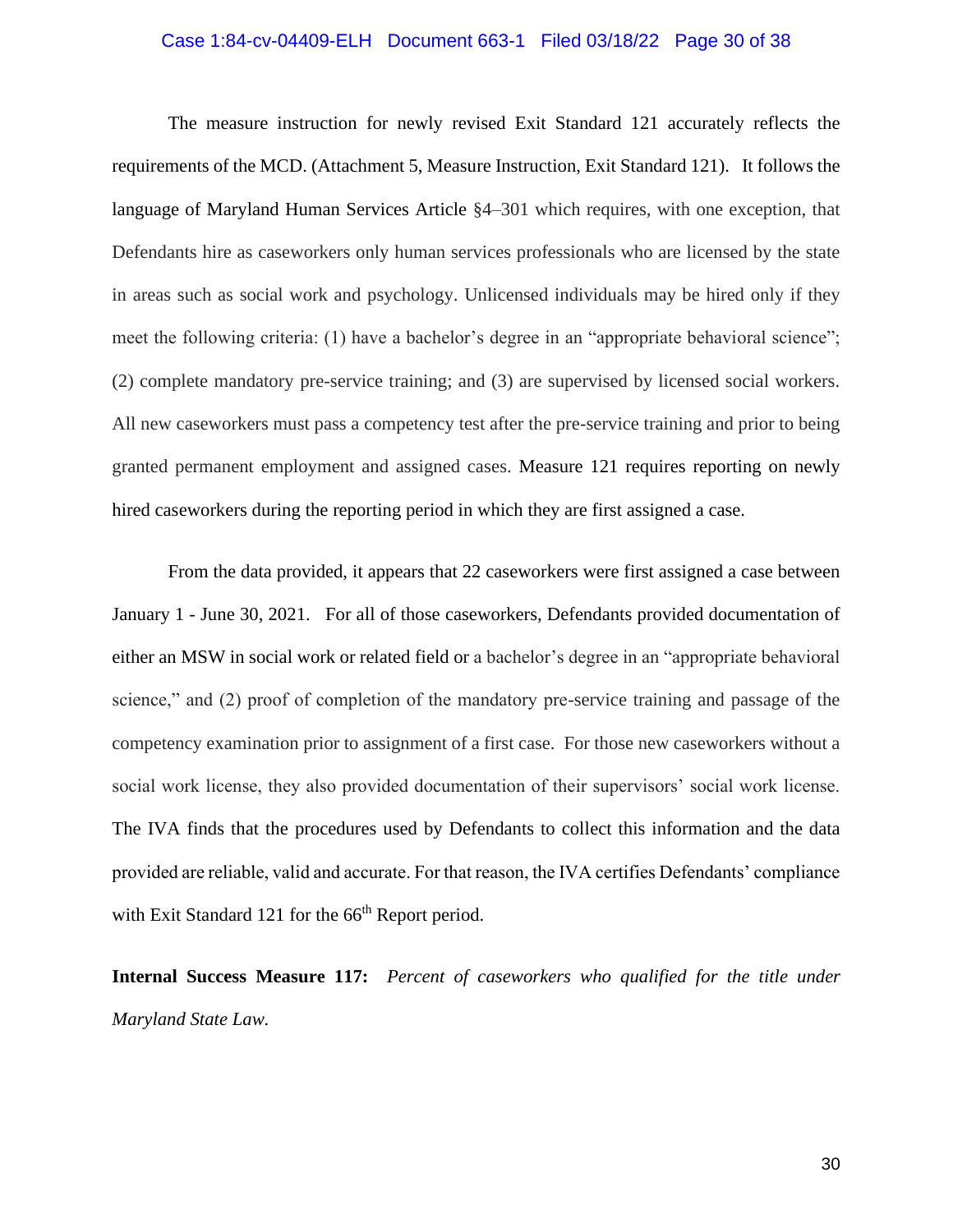The measure instruction for newly revised Exit Standard 121 accurately reflects the requirements of the MCD. (Attachment 5, Measure Instruction, Exit Standard 121). It follows the language of Maryland Human Services Article §4–301 which requires, with one exception, that Defendants hire as caseworkers only human services professionals who are licensed by the state in areas such as social work and psychology. Unlicensed individuals may be hired only if they meet the following criteria: (1) have a bachelor's degree in an "appropriate behavioral science"; (2) complete mandatory pre-service training; and (3) are supervised by licensed social workers. All new caseworkers must pass a competency test after the pre-service training and prior to being granted permanent employment and assigned cases. Measure 121 requires reporting on newly hired caseworkers during the reporting period in which they are first assigned a case.

From the data provided, it appears that 22 caseworkers were first assigned a case between January 1 - June 30, 2021. For all of those caseworkers, Defendants provided documentation of either an MSW in social work or related field or a bachelor's degree in an "appropriate behavioral science," and (2) proof of completion of the mandatory pre-service training and passage of the competency examination prior to assignment of a first case. For those new caseworkers without a social work license, they also provided documentation of their supervisors' social work license. The IVA finds that the procedures used by Defendants to collect this information and the data provided are reliable, valid and accurate. For that reason, the IVA certifies Defendants' compliance with Exit Standard 121 for the 66th Report period.

**Internal Success Measure 117:** *Percent of caseworkers who qualified for the title under Maryland State Law.*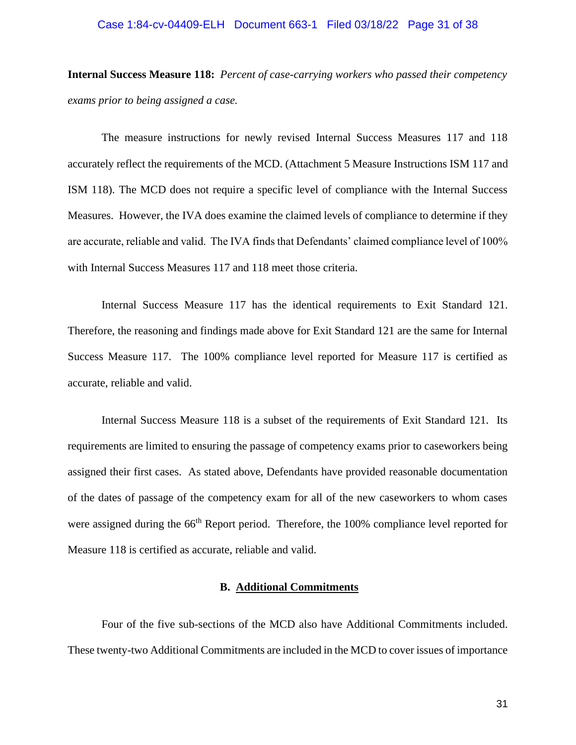**Internal Success Measure 118:** *Percent of case-carrying workers who passed their competency exams prior to being assigned a case.*

The measure instructions for newly revised Internal Success Measures 117 and 118 accurately reflect the requirements of the MCD. (Attachment 5 Measure Instructions ISM 117 and ISM 118). The MCD does not require a specific level of compliance with the Internal Success Measures. However, the IVA does examine the claimed levels of compliance to determine if they are accurate, reliable and valid. The IVA finds that Defendants' claimed compliance level of 100% with Internal Success Measures 117 and 118 meet those criteria.

Internal Success Measure 117 has the identical requirements to Exit Standard 121. Therefore, the reasoning and findings made above for Exit Standard 121 are the same for Internal Success Measure 117. The 100% compliance level reported for Measure 117 is certified as accurate, reliable and valid.

Internal Success Measure 118 is a subset of the requirements of Exit Standard 121. Its requirements are limited to ensuring the passage of competency exams prior to caseworkers being assigned their first cases. As stated above, Defendants have provided reasonable documentation of the dates of passage of the competency exam for all of the new caseworkers to whom cases were assigned during the 66th Report period. Therefore, the 100% compliance level reported for Measure 118 is certified as accurate, reliable and valid.

## B. Additional Commitments

Four of the five sub-sections of the MCD also have Additional Commitments included. These twenty-two Additional Commitments are included in the MCD to cover issues of importance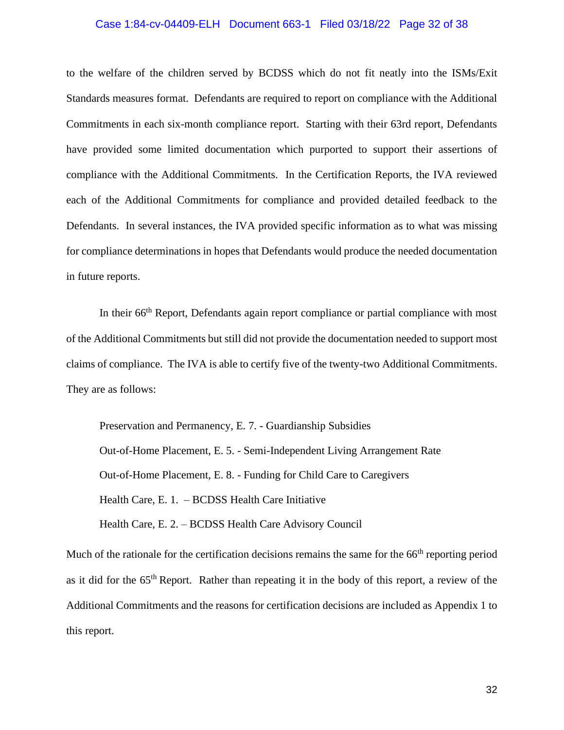to the welfare of the children served by BCDSS which do not fit neatly into the ISMs/Exit Standards measures format. Defendants are required to report on compliance with the Additional Commitments in each six-month compliance report. Starting with their 63rd report, Defendants have provided some limited documentation which purported to support their assertions of compliance with the Additional Commitments. In the Certification Reports, the IVA reviewed each of the Additional Commitments for compliance and provided detailed feedback to the Defendants. In several instances, the IVA provided specific information as to what was missing for compliance determinations in hopes that Defendants would produce the needed documentation in future reports.

In their 66th Report, Defendants again report compliance or partial compliance with most of the Additional Commitments but still did not provide the documentation needed to support most claims of compliance. The IVA is able to certify five of the twenty-two Additional Commitments. They are as follows:

Preservation and Permanency, E. 7. - Guardianship Subsidies

Out-of-Home Placement, E. 5. - Semi-Independent Living Arrangement Rate

Out-of-Home Placement, E. 8. - Funding for Child Care to Caregivers

Health Care, E. 1. – BCDSS Health Care Initiative

Health Care, E. 2. – BCDSS Health Care Advisory Council

Much of the rationale for the certification decisions remains the same for the 66th reporting period as it did for the 65th Report. Rather than repeating it in the body of this report, a review of the Additional Commitments and the reasons for certification decisions are included as Appendix 1 to this report.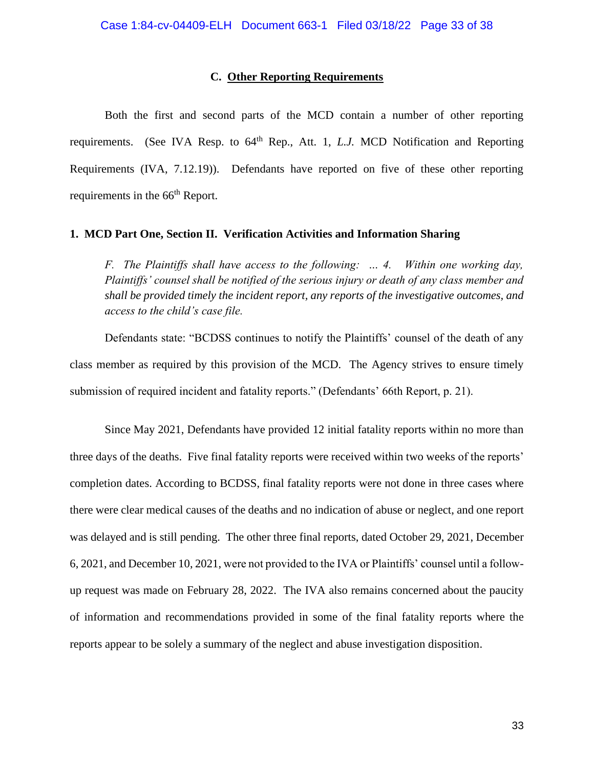### C. Other Reporting Requirements

Both the first and second parts of the MCD contain a number of other reporting requirements. (See IVA Resp. to 64th Rep., Att. 1, *L.J.* MCD Notification and Reporting Requirements (IVA, 7.12.19)). Defendants have reported on five of these other reporting requirements in the 66th Report.

**1. MCD Part One, Section II. Verification Activities and Information Sharing**

> *F. The Plaintiffs shall have access to the following: … 4. Within one working day, Plaintiffs' counsel shall be notified of the serious injury or death of any class member and shall be provided timely the incident report, any reports of the investigative outcomes, and access to the child's case file.*

Defendants state: "BCDSS continues to notify the Plaintiffs' counsel of the death of any class member as required by this provision of the MCD. The Agency strives to ensure timely submission of required incident and fatality reports." (Defendants' 66th Report, p. 21).

Since May 2021, Defendants have provided 12 initial fatality reports within no more than three days of the deaths. Five final fatality reports were received within two weeks of the reports' completion dates. According to BCDSS, final fatality reports were not done in three cases where there were clear medical causes of the deaths and no indication of abuse or neglect, and one report was delayed and is still pending. The other three final reports, dated October 29, 2021, December 6, 2021, and December 10, 2021, were not provided to the IVA or Plaintiffs' counsel until a follow-up request was made on February 28, 2022. The IVA also remains concerned about the paucity of information and recommendations provided in some of the final fatality reports where the reports appear to be solely a summary of the neglect and abuse investigation disposition.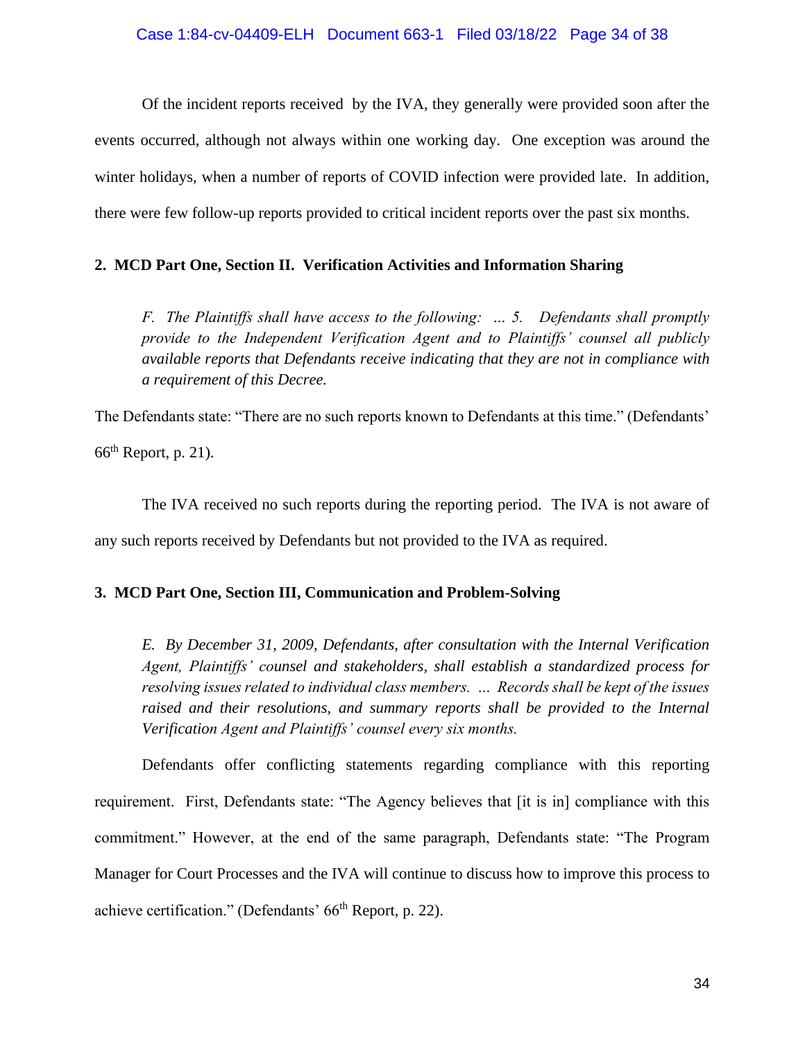Of the incident reports received by the IVA, they generally were provided soon after the events occurred, although not always within one working day. One exception was around the winter holidays, when a number of reports of COVID infection were provided late. In addition, there were few follow-up reports provided to critical incident reports over the past six months.

**2. MCD Part One, Section II. Verification Activities and Information Sharing**

> *F. The Plaintiffs shall have access to the following: … 5. Defendants shall promptly provide to the Independent Verification Agent and to Plaintiffs' counsel all publicly available reports that Defendants receive indicating that they are not in compliance with a requirement of this Decree.*

The Defendants state: "There are no such reports known to Defendants at this time." (Defendants' 66th Report, p. 21).

The IVA received no such reports during the reporting period. The IVA is not aware of any such reports received by Defendants but not provided to the IVA as required.

**3. MCD Part One, Section III, Communication and Problem-Solving**

> *E. By December 31, 2009, Defendants, after consultation with the Internal Verification Agent, Plaintiffs' counsel and stakeholders, shall establish a standardized process for resolving issues related to individual class members. … Records shall be kept of the issues raised and their resolutions, and summary reports shall be provided to the Internal Verification Agent and Plaintiffs' counsel every six months.*

Defendants offer conflicting statements regarding compliance with this reporting requirement. First, Defendants state: "The Agency believes that [it is in] compliance with this commitment." However, at the end of the same paragraph, Defendants state: "The Program Manager for Court Processes and the IVA will continue to discuss how to improve this process to achieve certification." (Defendants' 66th Report, p. 22).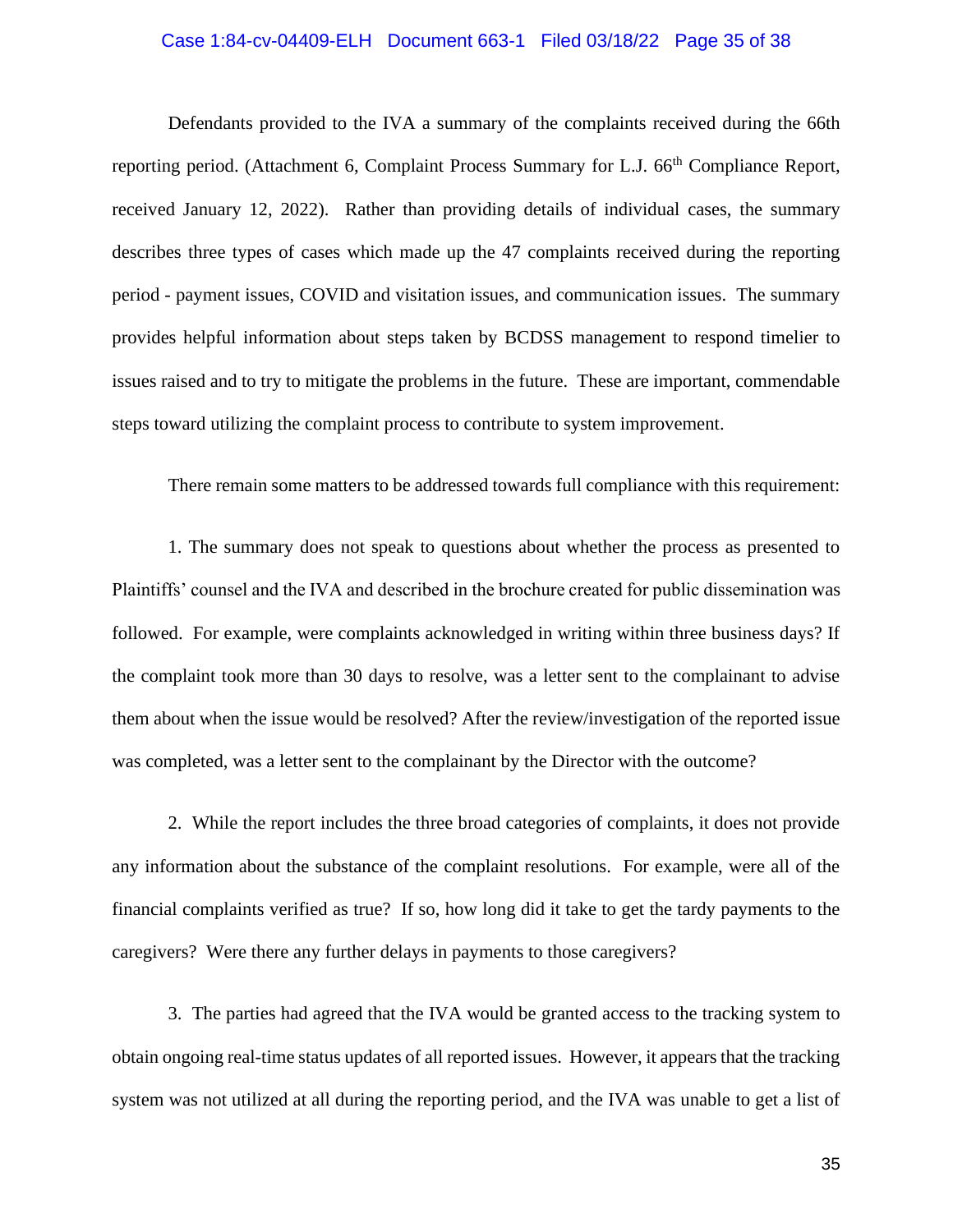Defendants provided to the IVA a summary of the complaints received during the 66th reporting period. (Attachment 6, Complaint Process Summary for L.J. 66th Compliance Report, received January 12, 2022). Rather than providing details of individual cases, the summary describes three types of cases which made up the 47 complaints received during the reporting period - payment issues, COVID and visitation issues, and communication issues. The summary provides helpful information about steps taken by BCDSS management to respond timelier to issues raised and to try to mitigate the problems in the future. These are important, commendable steps toward utilizing the complaint process to contribute to system improvement.

There remain some matters to be addressed towards full compliance with this requirement:

1. The summary does not speak to questions about whether the process as presented to Plaintiffs' counsel and the IVA and described in the brochure created for public dissemination was followed. For example, were complaints acknowledged in writing within three business days? If the complaint took more than 30 days to resolve, was a letter sent to the complainant to advise them about when the issue would be resolved? After the review/investigation of the reported issue was completed, was a letter sent to the complainant by the Director with the outcome?

2. While the report includes the three broad categories of complaints, it does not provide any information about the substance of the complaint resolutions. For example, were all of the financial complaints verified as true? If so, how long did it take to get the tardy payments to the caregivers? Were there any further delays in payments to those caregivers?

3. The parties had agreed that the IVA would be granted access to the tracking system to obtain ongoing real-time status updates of all reported issues. However, it appears that the tracking system was not utilized at all during the reporting period, and the IVA was unable to get a list of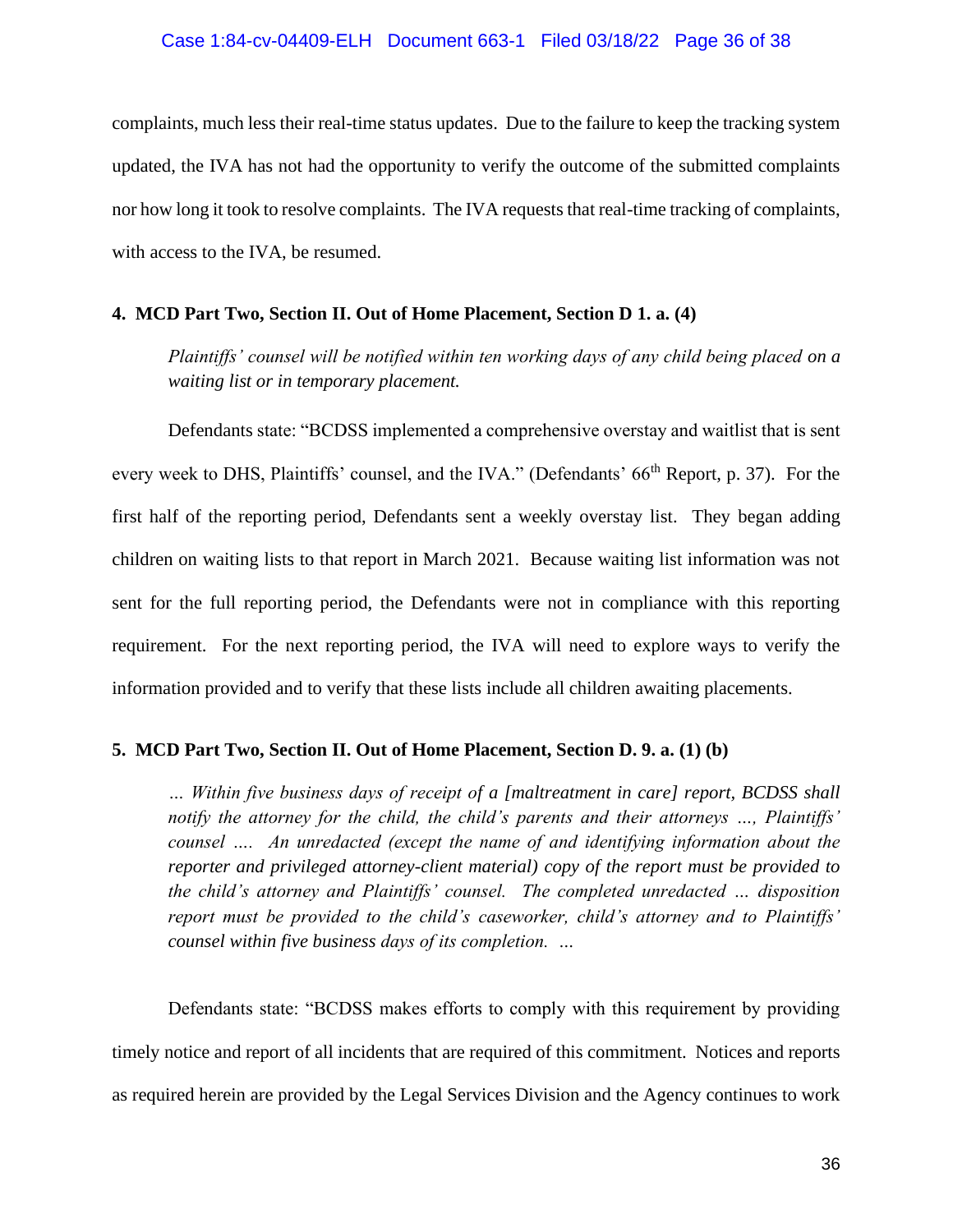complaints, much less their real-time status updates. Due to the failure to keep the tracking system updated, the IVA has not had the opportunity to verify the outcome of the submitted complaints nor how long it took to resolve complaints. The IVA requests that real-time tracking of complaints, with access to the IVA, be resumed.

**4. MCD Part Two, Section II. Out of Home Placement, Section D 1. a. (4)**

> *Plaintiffs' counsel will be notified within ten working days of any child being placed on a waiting list or in temporary placement.*

Defendants state: "BCDSS implemented a comprehensive overstay and waitlist that is sent every week to DHS, Plaintiffs' counsel, and the IVA." (Defendants' 66th Report, p. 37). For the first half of the reporting period, Defendants sent a weekly overstay list. They began adding children on waiting lists to that report in March 2021. Because waiting list information was not sent for the full reporting period, the Defendants were not in compliance with this reporting requirement. For the next reporting period, the IVA will need to explore ways to verify the information provided and to verify that these lists include all children awaiting placements.

**5. MCD Part Two, Section II. Out of Home Placement, Section D. 9. a. (1) (b)**

> *… Within five business days of receipt of a [maltreatment in care] report, BCDSS shall notify the attorney for the child, the child's parents and their attorneys …, Plaintiffs' counsel …. An unredacted (except the name of and identifying information about the reporter and privileged attorney-client material) copy of the report must be provided to the child's attorney and Plaintiffs' counsel. The completed unredacted … disposition report must be provided to the child's caseworker, child's attorney and to Plaintiffs' counsel within five business days of its completion. …*

Defendants state: "BCDSS makes efforts to comply with this requirement by providing timely notice and report of all incidents that are required of this commitment. Notices and reports as required herein are provided by the Legal Services Division and the Agency continues to work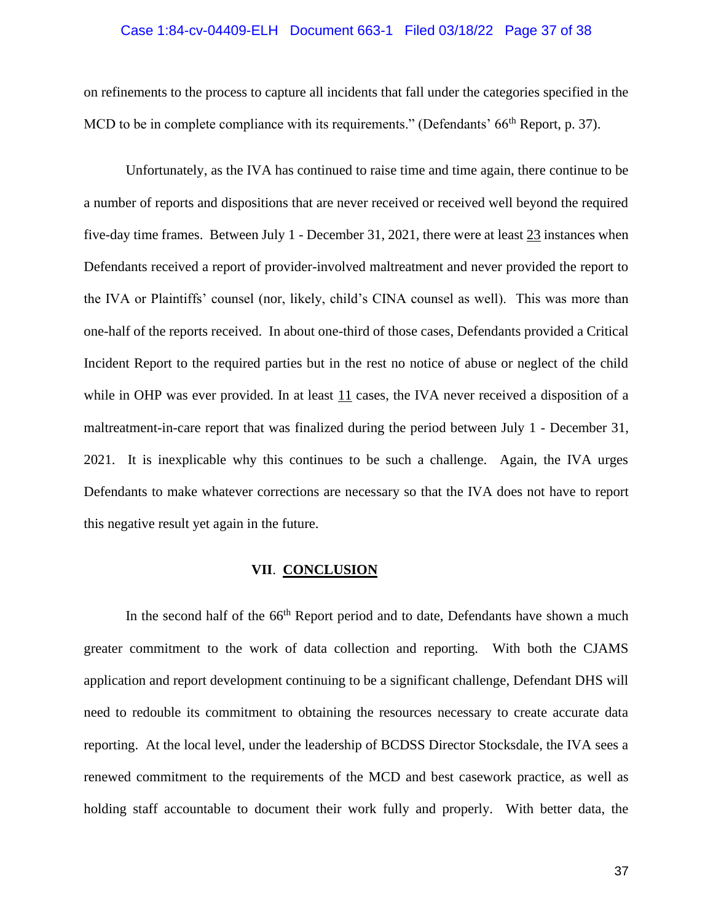on refinements to the process to capture all incidents that fall under the categories specified in the MCD to be in complete compliance with its requirements." (Defendants' 66th Report, p. 37).

Unfortunately, as the IVA has continued to raise time and time again, there continue to be a number of reports and dispositions that are never received or received well beyond the required five-day time frames. Between July 1 - December 31, 2021, there were at least 23 instances when Defendants received a report of provider-involved maltreatment and never provided the report to the IVA or Plaintiffs' counsel (nor, likely, child's CINA counsel as well). This was more than one-half of the reports received. In about one-third of those cases, Defendants provided a Critical Incident Report to the required parties but in the rest no notice of abuse or neglect of the child while in OHP was ever provided. In at least 11 cases, the IVA never received a disposition of a maltreatment-in-care report that was finalized during the period between July 1 - December 31, 2021. It is inexplicable why this continues to be such a challenge. Again, the IVA urges Defendants to make whatever corrections are necessary so that the IVA does not have to report this negative result yet again in the future.

## VII. CONCLUSION

In the second half of the 66th Report period and to date, Defendants have shown a much greater commitment to the work of data collection and reporting. With both the CJAMS application and report development continuing to be a significant challenge, Defendant DHS will need to redouble its commitment to obtaining the resources necessary to create accurate data reporting. At the local level, under the leadership of BCDSS Director Stocksdale, the IVA sees a renewed commitment to the requirements of the MCD and best casework practice, as well as holding staff accountable to document their work fully and properly. With better data, the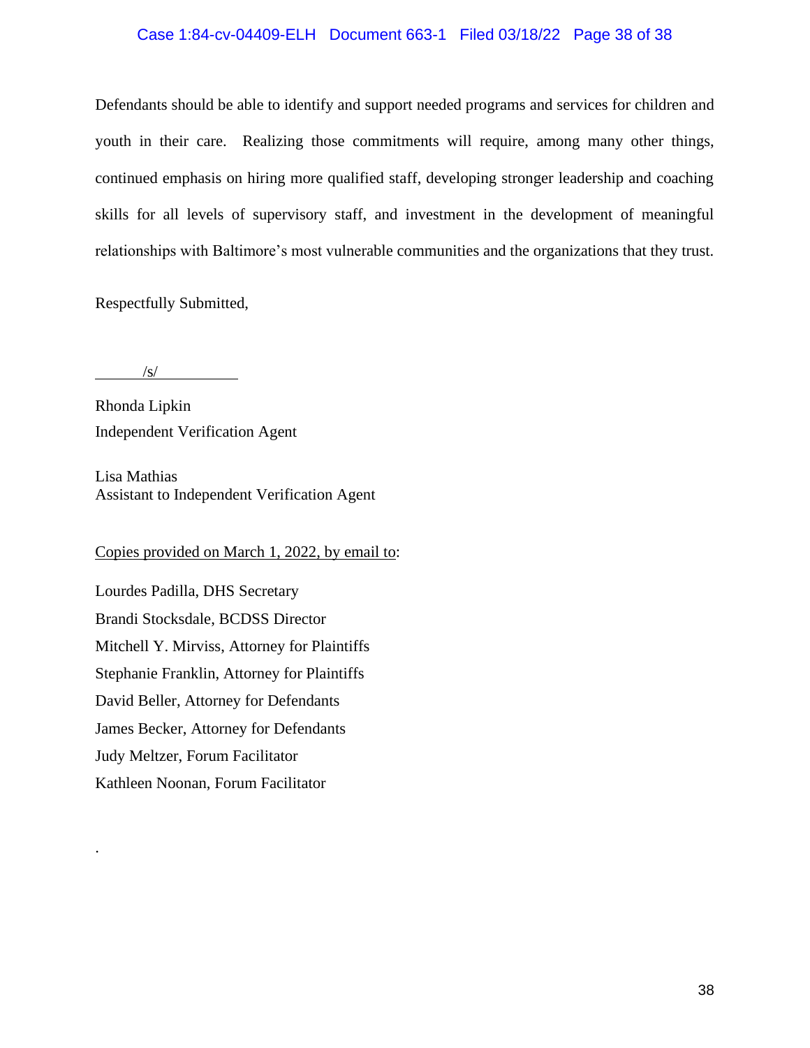Defendants should be able to identify and support needed programs and services for children and youth in their care. Realizing those commitments will require, among many other things, continued emphasis on hiring more qualified staff, developing stronger leadership and coaching skills for all levels of supervisory staff, and investment in the development of meaningful relationships with Baltimore's most vulnerable communities and the organizations that they trust.

Respectfully Submitted,

/s/

Rhonda Lipkin
Independent Verification Agent

Lisa Mathias
Assistant to Independent Verification Agent

Copies provided on March 1, 2022, by email to:

Lourdes Padilla, DHS Secretary
Brandi Stocksdale, BCDSS Director
Mitchell Y. Mirviss, Attorney for Plaintiffs
Stephanie Franklin, Attorney for Plaintiffs
David Beller, Attorney for Defendants
James Becker, Attorney for Defendants
Judy Meltzer, Forum Facilitator
Kathleen Noonan, Forum Facilitator